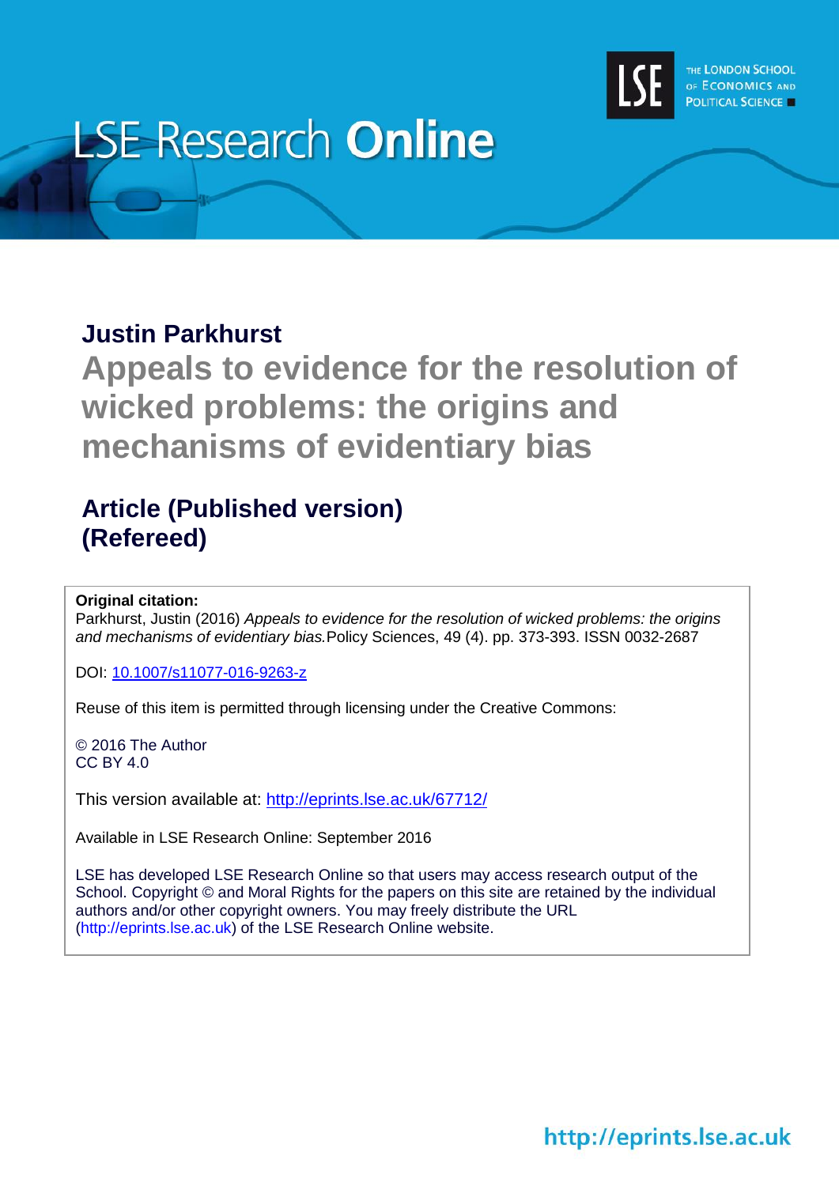LSE Research **Online**

THE LONDON SCHOOL OF ECONOMICS AND POLITICAL SCIENCE

**Justin Parkhurst**

# Appeals to evidence for the resolution of wicked problems: the origins and mechanisms of evidentiary bias

## Article (Published version) (Refereed)

**Original citation:**
Parkhurst, Justin (2016) *Appeals to evidence for the resolution of wicked problems: the origins and mechanisms of evidentiary bias.* Policy Sciences, 49 (4). pp. 373-393. ISSN 0032-2687

DOI: [10.1007/s11077-016-9263-z](https://doi.org/10.1007/s11077-016-9263-z)

Reuse of this item is permitted through licensing under the Creative Commons:

© 2016 The Author
CC BY 4.0

This version available at: [http://eprints.lse.ac.uk/67712/](http://eprints.lse.ac.uk/67712/)

Available in LSE Research Online: September 2016

LSE has developed LSE Research Online so that users may access research output of the School. Copyright © and Moral Rights for the papers on this site are retained by the individual authors and/or other copyright owners. You may freely distribute the URL (http://eprints.lse.ac.uk) of the LSE Research Online website.

http://eprints.lse.ac.uk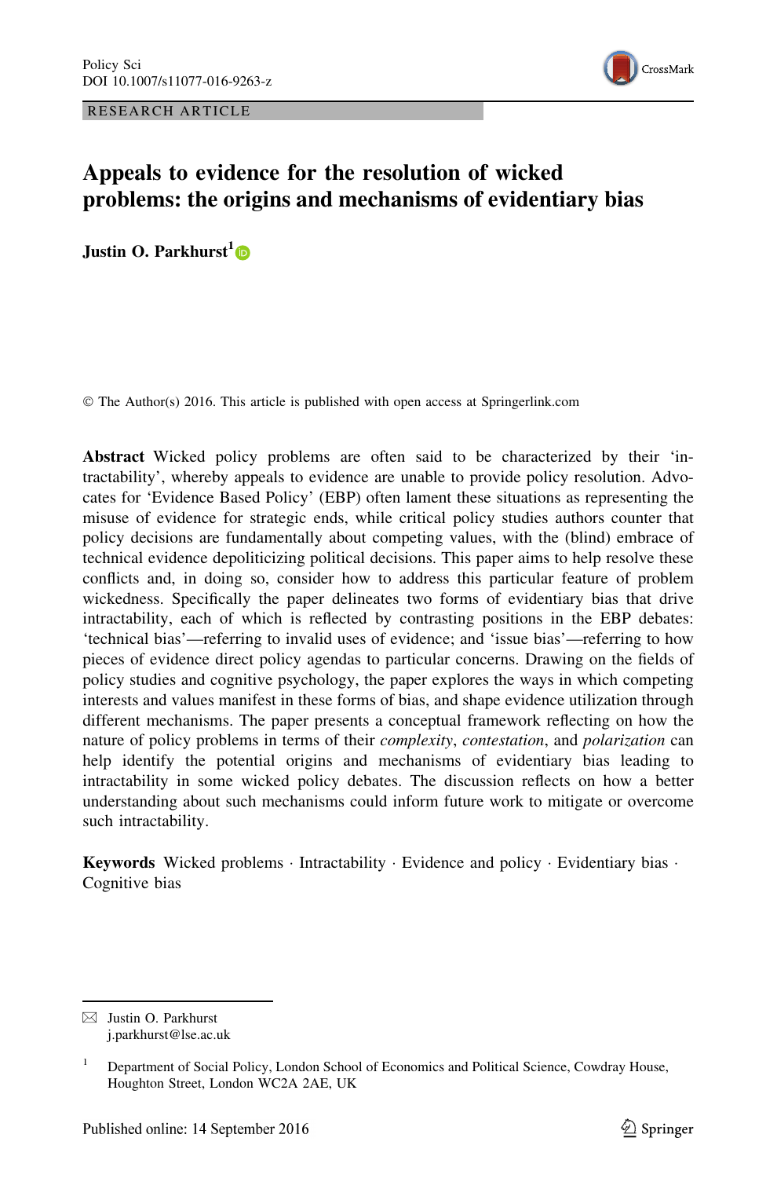RESEARCH ARTICLE

# Appeals to evidence for the resolution of wicked problems: the origins and mechanisms of evidentiary bias

**Justin O. Parkhurst**[1]

© The Author(s) 2016. This article is published with open access at Springerlink.com

**Abstract** Wicked policy problems are often said to be characterized by their 'intractability', whereby appeals to evidence are unable to provide policy resolution. Advocates for 'Evidence Based Policy' (EBP) often lament these situations as representing the misuse of evidence for strategic ends, while critical policy studies authors counter that policy decisions are fundamentally about competing values, with the (blind) embrace of technical evidence depoliticizing political decisions. This paper aims to help resolve these conflicts and, in doing so, consider how to address this particular feature of problem wickedness. Specifically the paper delineates two forms of evidentiary bias that drive intractability, each of which is reflected by contrasting positions in the EBP debates: 'technical bias'—referring to invalid uses of evidence; and 'issue bias'—referring to how pieces of evidence direct policy agendas to particular concerns. Drawing on the fields of policy studies and cognitive psychology, the paper explores the ways in which competing interests and values manifest in these forms of bias, and shape evidence utilization through different mechanisms. The paper presents a conceptual framework reflecting on how the nature of policy problems in terms of their *complexity*, *contestation*, and *polarization* can help identify the potential origins and mechanisms of evidentiary bias leading to intractability in some wicked policy debates. The discussion reflects on how a better understanding about such mechanisms could inform future work to mitigate or overcome such intractability.

**Keywords** Wicked problems · Intractability · Evidence and policy · Evidentiary bias · Cognitive bias

✉ Justin O. Parkhurst
j.parkhurst@lse.ac.uk

[1] Department of Social Policy, London School of Economics and Political Science, Cowdray House, Houghton Street, London WC2A 2AE, UK

Published online: 14 September 2016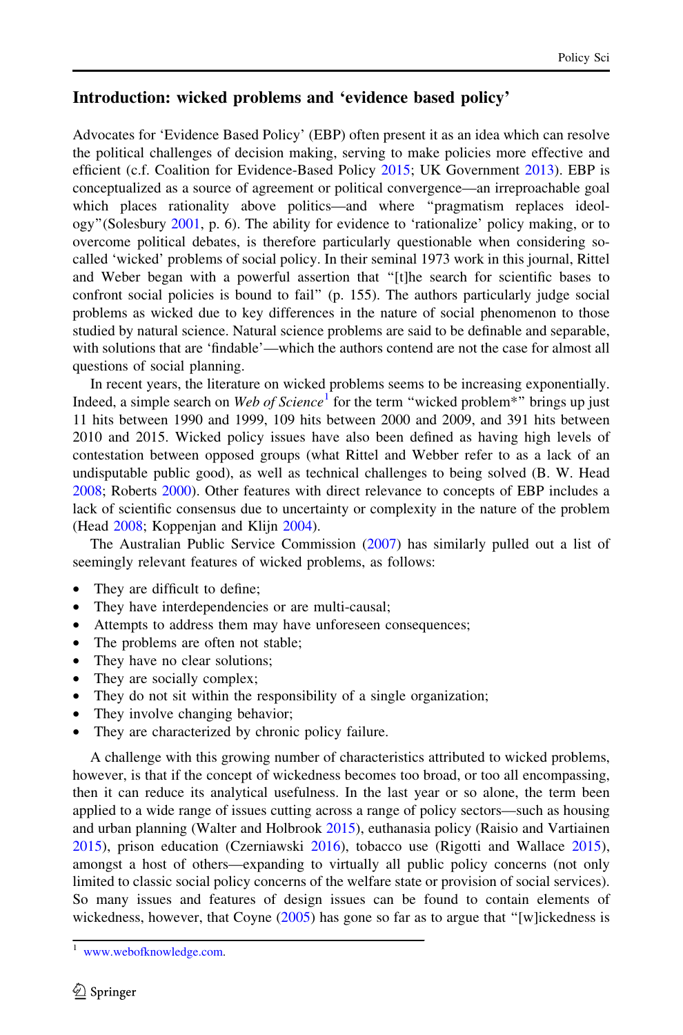## Introduction: wicked problems and 'evidence based policy'

Advocates for 'Evidence Based Policy' (EBP) often present it as an idea which can resolve the political challenges of decision making, serving to make policies more effective and efficient (c.f. Coalition for Evidence-Based Policy 2015; UK Government 2013). EBP is conceptualized as a source of agreement or political convergence—an irreproachable goal which places rationality above politics—and where "pragmatism replaces ideology"(Solesbury 2001, p. 6). The ability for evidence to 'rationalize' policy making, or to overcome political debates, is therefore particularly questionable when considering so-called 'wicked' problems of social policy. In their seminal 1973 work in this journal, Rittel and Weber began with a powerful assertion that "[t]he search for scientific bases to confront social policies is bound to fail" (p. 155). The authors particularly judge social problems as wicked due to key differences in the nature of social phenomenon to those studied by natural science. Natural science problems are said to be definable and separable, with solutions that are 'findable'—which the authors contend are not the case for almost all questions of social planning.

In recent years, the literature on wicked problems seems to be increasing exponentially. Indeed, a simple search on *Web of Science*[1] for the term "wicked problem*" brings up just 11 hits between 1990 and 1999, 109 hits between 2000 and 2009, and 391 hits between 2010 and 2015. Wicked policy issues have also been defined as having high levels of contestation between opposed groups (what Rittel and Webber refer to as a lack of an undisputable public good), as well as technical challenges to being solved (B. W. Head 2008; Roberts 2000). Other features with direct relevance to concepts of EBP includes a lack of scientific consensus due to uncertainty or complexity in the nature of the problem (Head 2008; Koppenjan and Klijn 2004).

The Australian Public Service Commission (2007) has similarly pulled out a list of seemingly relevant features of wicked problems, as follows:

- They are difficult to define;
- They have interdependencies or are multi-causal;
- Attempts to address them may have unforeseen consequences;
- The problems are often not stable;
- They have no clear solutions;
- They are socially complex;
- They do not sit within the responsibility of a single organization;
- They involve changing behavior;
- They are characterized by chronic policy failure.

A challenge with this growing number of characteristics attributed to wicked problems, however, is that if the concept of wickedness becomes too broad, or too all encompassing, then it can reduce its analytical usefulness. In the last year or so alone, the term been applied to a wide range of issues cutting across a range of policy sectors—such as housing and urban planning (Walter and Holbrook 2015), euthanasia policy (Raisio and Vartiainen 2015), prison education (Czerniawski 2016), tobacco use (Rigotti and Wallace 2015), amongst a host of others—expanding to virtually all public policy concerns (not only limited to classic social policy concerns of the welfare state or provision of social services). So many issues and features of design issues can be found to contain elements of wickedness, however, that Coyne (2005) has gone so far as to argue that "[w]ickedness is

[1] www.webofknowledge.com.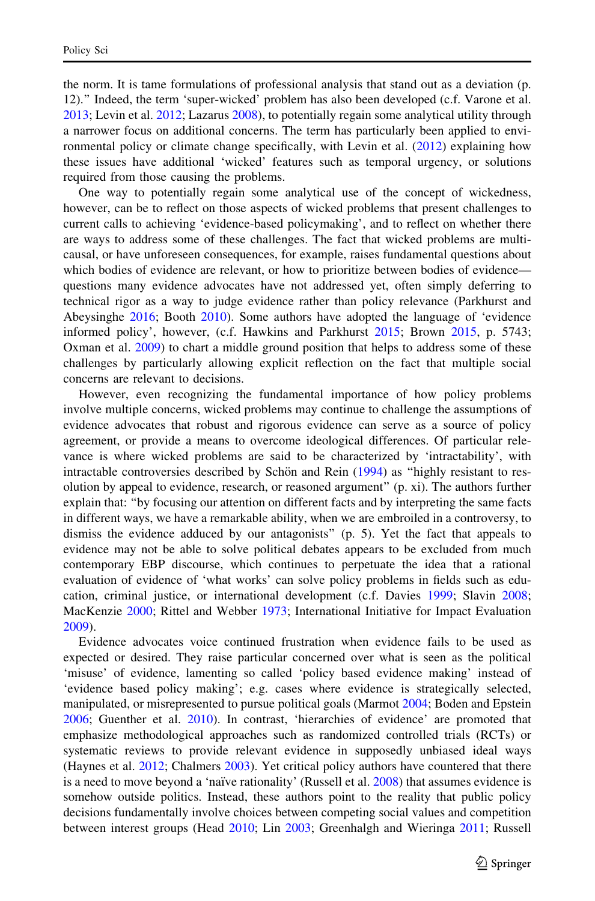the norm. It is tame formulations of professional analysis that stand out as a deviation (p. 12).'' Indeed, the term 'super-wicked' problem has also been developed (c.f. Varone et al. 2013; Levin et al. 2012; Lazarus 2008), to potentially regain some analytical utility through a narrower focus on additional concerns. The term has particularly been applied to environmental policy or climate change specifically, with Levin et al. (2012) explaining how these issues have additional 'wicked' features such as temporal urgency, or solutions required from those causing the problems.

One way to potentially regain some analytical use of the concept of wickedness, however, can be to reflect on those aspects of wicked problems that present challenges to current calls to achieving 'evidence-based policymaking', and to reflect on whether there are ways to address some of these challenges. The fact that wicked problems are multi-causal, or have unforeseen consequences, for example, raises fundamental questions about which bodies of evidence are relevant, or how to prioritize between bodies of evidence—questions many evidence advocates have not addressed yet, often simply deferring to technical rigor as a way to judge evidence rather than policy relevance (Parkhurst and Abeysinghe 2016; Booth 2010). Some authors have adopted the language of 'evidence informed policy', however, (c.f. Hawkins and Parkhurst 2015; Brown 2015, p. 5743; Oxman et al. 2009) to chart a middle ground position that helps to address some of these challenges by particularly allowing explicit reflection on the fact that multiple social concerns are relevant to decisions.

However, even recognizing the fundamental importance of how policy problems involve multiple concerns, wicked problems may continue to challenge the assumptions of evidence advocates that robust and rigorous evidence can serve as a source of policy agreement, or provide a means to overcome ideological differences. Of particular relevance is where wicked problems are said to be characterized by 'intractability', with intractable controversies described by Schön and Rein (1994) as ''highly resistant to resolution by appeal to evidence, research, or reasoned argument'' (p. xi). The authors further explain that: ''by focusing our attention on different facts and by interpreting the same facts in different ways, we have a remarkable ability, when we are embroiled in a controversy, to dismiss the evidence adduced by our antagonists'' (p. 5). Yet the fact that appeals to evidence may not be able to solve political debates appears to be excluded from much contemporary EBP discourse, which continues to perpetuate the idea that a rational evaluation of evidence of 'what works' can solve policy problems in fields such as education, criminal justice, or international development (c.f. Davies 1999; Slavin 2008; MacKenzie 2000; Rittel and Webber 1973; International Initiative for Impact Evaluation 2009).

Evidence advocates voice continued frustration when evidence fails to be used as expected or desired. They raise particular concerned over what is seen as the political 'misuse' of evidence, lamenting so called 'policy based evidence making' instead of 'evidence based policy making'; e.g. cases where evidence is strategically selected, manipulated, or misrepresented to pursue political goals (Marmot 2004; Boden and Epstein 2006; Guenther et al. 2010). In contrast, 'hierarchies of evidence' are promoted that emphasize methodological approaches such as randomized controlled trials (RCTs) or systematic reviews to provide relevant evidence in supposedly unbiased ideal ways (Haynes et al. 2012; Chalmers 2003). Yet critical policy authors have countered that there is a need to move beyond a 'naïve rationality' (Russell et al. 2008) that assumes evidence is somehow outside politics. Instead, these authors point to the reality that public policy decisions fundamentally involve choices between competing social values and competition between interest groups (Head 2010; Lin 2003; Greenhalgh and Wieringa 2011; Russell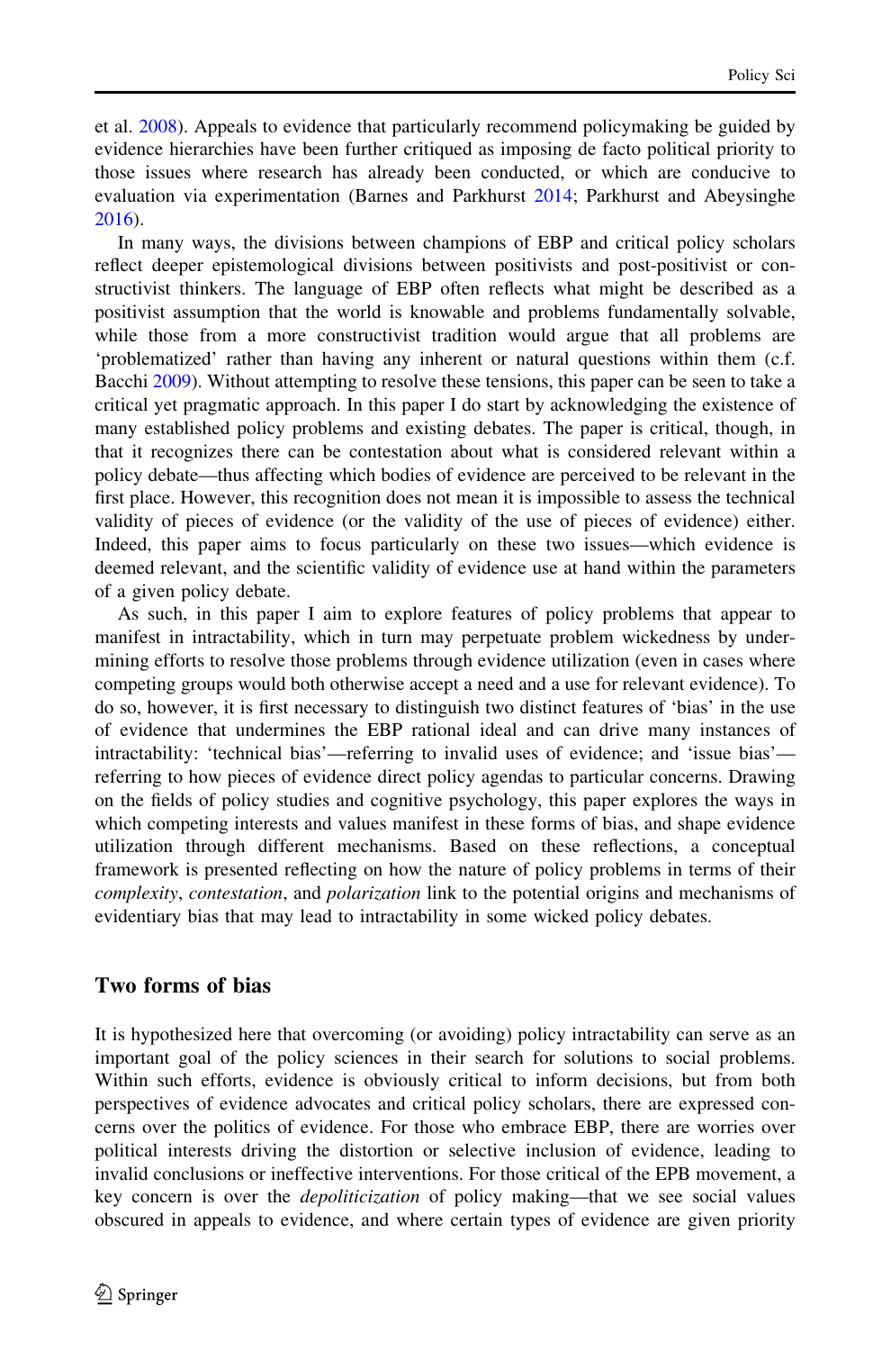et al. 2008). Appeals to evidence that particularly recommend policymaking be guided by evidence hierarchies have been further critiqued as imposing de facto political priority to those issues where research has already been conducted, or which are conducive to evaluation via experimentation (Barnes and Parkhurst 2014; Parkhurst and Abeysinghe 2016).

In many ways, the divisions between champions of EBP and critical policy scholars reflect deeper epistemological divisions between positivists and post-positivist or constructivist thinkers. The language of EBP often reflects what might be described as a positivist assumption that the world is knowable and problems fundamentally solvable, while those from a more constructivist tradition would argue that all problems are 'problematized' rather than having any inherent or natural questions within them (c.f. Bacchi 2009). Without attempting to resolve these tensions, this paper can be seen to take a critical yet pragmatic approach. In this paper I do start by acknowledging the existence of many established policy problems and existing debates. The paper is critical, though, in that it recognizes there can be contestation about what is considered relevant within a policy debate—thus affecting which bodies of evidence are perceived to be relevant in the first place. However, this recognition does not mean it is impossible to assess the technical validity of pieces of evidence (or the validity of the use of pieces of evidence) either. Indeed, this paper aims to focus particularly on these two issues—which evidence is deemed relevant, and the scientific validity of evidence use at hand within the parameters of a given policy debate.

As such, in this paper I aim to explore features of policy problems that appear to manifest in intractability, which in turn may perpetuate problem wickedness by undermining efforts to resolve those problems through evidence utilization (even in cases where competing groups would both otherwise accept a need and a use for relevant evidence). To do so, however, it is first necessary to distinguish two distinct features of 'bias' in the use of evidence that undermines the EBP rational ideal and can drive many instances of intractability: 'technical bias'—referring to invalid uses of evidence; and 'issue bias'—referring to how pieces of evidence direct policy agendas to particular concerns. Drawing on the fields of policy studies and cognitive psychology, this paper explores the ways in which competing interests and values manifest in these forms of bias, and shape evidence utilization through different mechanisms. Based on these reflections, a conceptual framework is presented reflecting on how the nature of policy problems in terms of their *complexity*, *contestation*, and *polarization* link to the potential origins and mechanisms of evidentiary bias that may lead to intractability in some wicked policy debates.

## Two forms of bias

It is hypothesized here that overcoming (or avoiding) policy intractability can serve as an important goal of the policy sciences in their search for solutions to social problems. Within such efforts, evidence is obviously critical to inform decisions, but from both perspectives of evidence advocates and critical policy scholars, there are expressed concerns over the politics of evidence. For those who embrace EBP, there are worries over political interests driving the distortion or selective inclusion of evidence, leading to invalid conclusions or ineffective interventions. For those critical of the EPB movement, a key concern is over the *depoliticization* of policy making—that we see social values obscured in appeals to evidence, and where certain types of evidence are given priority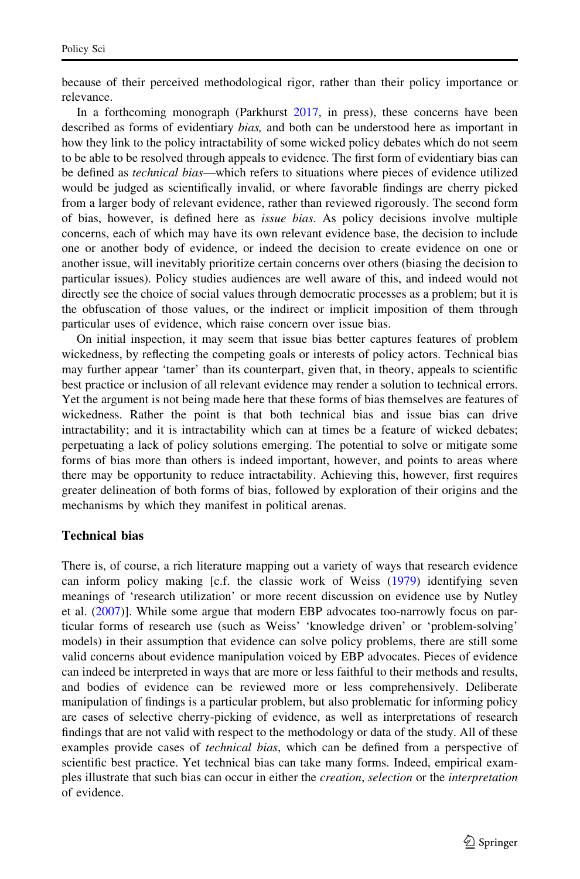because of their perceived methodological rigor, rather than their policy importance or relevance.

In a forthcoming monograph (Parkhurst 2017, in press), these concerns have been described as forms of evidentiary *bias,* and both can be understood here as important in how they link to the policy intractability of some wicked policy debates which do not seem to be able to be resolved through appeals to evidence. The first form of evidentiary bias can be defined as *technical bias*—which refers to situations where pieces of evidence utilized would be judged as scientifically invalid, or where favorable findings are cherry picked from a larger body of relevant evidence, rather than reviewed rigorously. The second form of bias, however, is defined here as *issue bias*. As policy decisions involve multiple concerns, each of which may have its own relevant evidence base, the decision to include one or another body of evidence, or indeed the decision to create evidence on one or another issue, will inevitably prioritize certain concerns over others (biasing the decision to particular issues). Policy studies audiences are well aware of this, and indeed would not directly see the choice of social values through democratic processes as a problem; but it is the obfuscation of those values, or the indirect or implicit imposition of them through particular uses of evidence, which raise concern over issue bias.

On initial inspection, it may seem that issue bias better captures features of problem wickedness, by reflecting the competing goals or interests of policy actors. Technical bias may further appear 'tamer' than its counterpart, given that, in theory, appeals to scientific best practice or inclusion of all relevant evidence may render a solution to technical errors. Yet the argument is not being made here that these forms of bias themselves are features of wickedness. Rather the point is that both technical bias and issue bias can drive intractability; and it is intractability which can at times be a feature of wicked debates; perpetuating a lack of policy solutions emerging. The potential to solve or mitigate some forms of bias more than others is indeed important, however, and points to areas where there may be opportunity to reduce intractability. Achieving this, however, first requires greater delineation of both forms of bias, followed by exploration of their origins and the mechanisms by which they manifest in political arenas.

## Technical bias

There is, of course, a rich literature mapping out a variety of ways that research evidence can inform policy making [c.f. the classic work of Weiss (1979) identifying seven meanings of 'research utilization' or more recent discussion on evidence use by Nutley et al. (2007)]. While some argue that modern EBP advocates too-narrowly focus on particular forms of research use (such as Weiss' 'knowledge driven' or 'problem-solving' models) in their assumption that evidence can solve policy problems, there are still some valid concerns about evidence manipulation voiced by EBP advocates. Pieces of evidence can indeed be interpreted in ways that are more or less faithful to their methods and results, and bodies of evidence can be reviewed more or less comprehensively. Deliberate manipulation of findings is a particular problem, but also problematic for informing policy are cases of selective cherry-picking of evidence, as well as interpretations of research findings that are not valid with respect to the methodology or data of the study. All of these examples provide cases of *technical bias*, which can be defined from a perspective of scientific best practice. Yet technical bias can take many forms. Indeed, empirical examples illustrate that such bias can occur in either the *creation*, *selection* or the *interpretation* of evidence.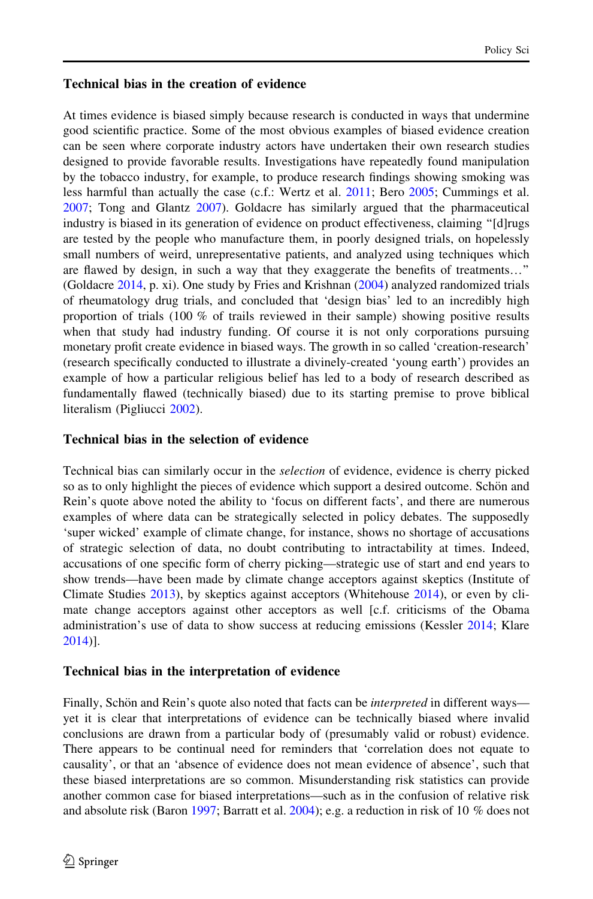### Technical bias in the creation of evidence

At times evidence is biased simply because research is conducted in ways that undermine good scientific practice. Some of the most obvious examples of biased evidence creation can be seen where corporate industry actors have undertaken their own research studies designed to provide favorable results. Investigations have repeatedly found manipulation by the tobacco industry, for example, to produce research findings showing smoking was less harmful than actually the case (c.f.: Wertz et al. 2011; Bero 2005; Cummings et al. 2007; Tong and Glantz 2007). Goldacre has similarly argued that the pharmaceutical industry is biased in its generation of evidence on product effectiveness, claiming "[d]rugs are tested by the people who manufacture them, in poorly designed trials, on hopelessly small numbers of weird, unrepresentative patients, and analyzed using techniques which are flawed by design, in such a way that they exaggerate the benefits of treatments…" (Goldacre 2014, p. xi). One study by Fries and Krishnan (2004) analyzed randomized trials of rheumatology drug trials, and concluded that 'design bias' led to an incredibly high proportion of trials (100 % of trails reviewed in their sample) showing positive results when that study had industry funding. Of course it is not only corporations pursuing monetary profit create evidence in biased ways. The growth in so called 'creation-research' (research specifically conducted to illustrate a divinely-created 'young earth') provides an example of how a particular religious belief has led to a body of research described as fundamentally flawed (technically biased) due to its starting premise to prove biblical literalism (Pigliucci 2002).

### Technical bias in the selection of evidence

Technical bias can similarly occur in the *selection* of evidence, evidence is cherry picked so as to only highlight the pieces of evidence which support a desired outcome. Schön and Rein's quote above noted the ability to 'focus on different facts', and there are numerous examples of where data can be strategically selected in policy debates. The supposedly 'super wicked' example of climate change, for instance, shows no shortage of accusations of strategic selection of data, no doubt contributing to intractability at times. Indeed, accusations of one specific form of cherry picking—strategic use of start and end years to show trends—have been made by climate change acceptors against skeptics (Institute of Climate Studies 2013), by skeptics against acceptors (Whitehouse 2014), or even by climate change acceptors against other acceptors as well [c.f. criticisms of the Obama administration's use of data to show success at reducing emissions (Kessler 2014; Klare 2014)].

### Technical bias in the interpretation of evidence

Finally, Schön and Rein's quote also noted that facts can be *interpreted* in different ways—yet it is clear that interpretations of evidence can be technically biased where invalid conclusions are drawn from a particular body of (presumably valid or robust) evidence. There appears to be continual need for reminders that 'correlation does not equate to causality', or that an 'absence of evidence does not mean evidence of absence', such that these biased interpretations are so common. Misunderstanding risk statistics can provide another common case for biased interpretations—such as in the confusion of relative risk and absolute risk (Baron 1997; Barratt et al. 2004); e.g. a reduction in risk of 10 % does not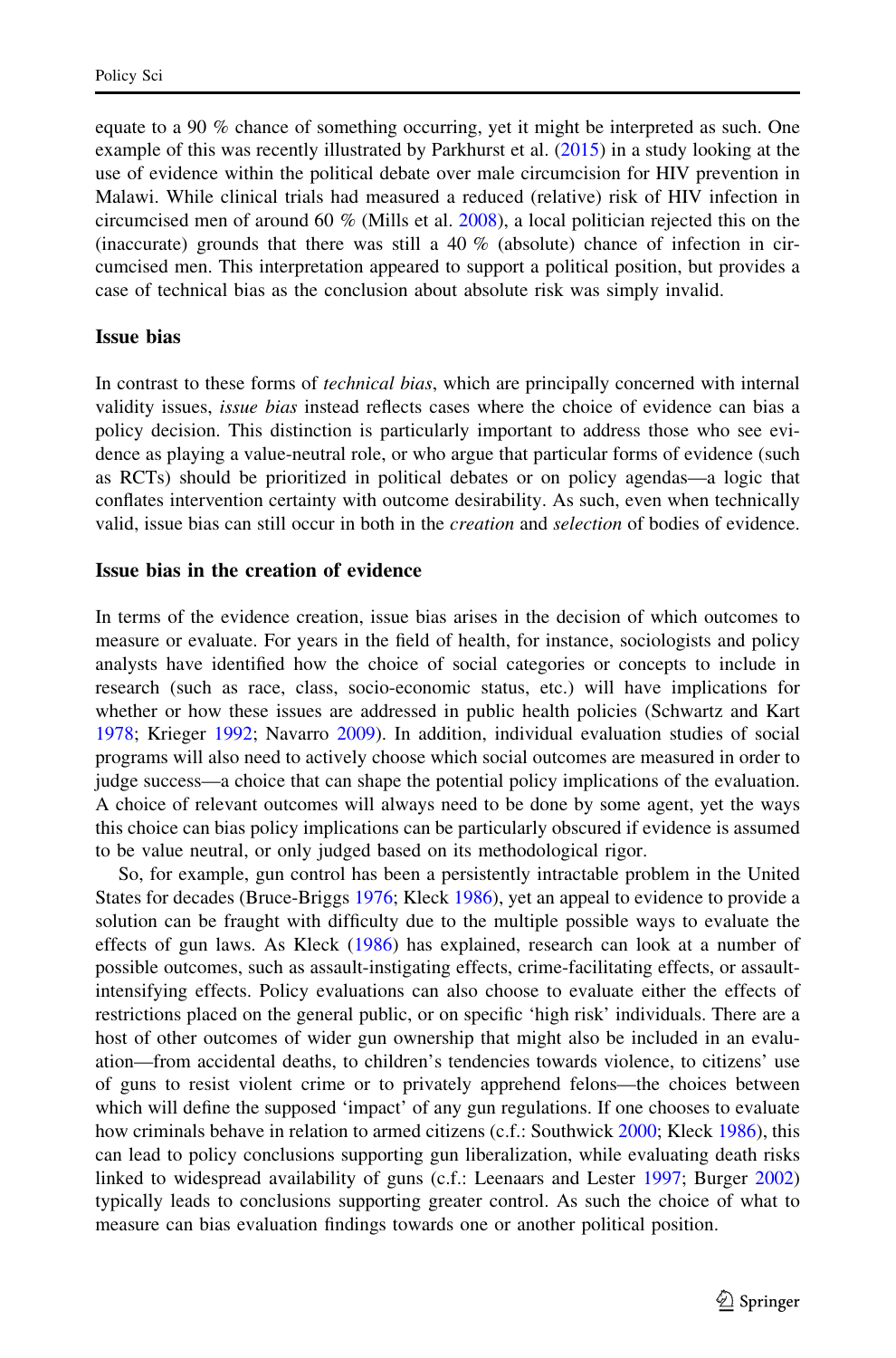equate to a 90 % chance of something occurring, yet it might be interpreted as such. One example of this was recently illustrated by Parkhurst et al. (2015) in a study looking at the use of evidence within the political debate over male circumcision for HIV prevention in Malawi. While clinical trials had measured a reduced (relative) risk of HIV infection in circumcised men of around 60 % (Mills et al. 2008), a local politician rejected this on the (inaccurate) grounds that there was still a 40 % (absolute) chance of infection in circumcised men. This interpretation appeared to support a political position, but provides a case of technical bias as the conclusion about absolute risk was simply invalid.

### Issue bias

In contrast to these forms of *technical bias*, which are principally concerned with internal validity issues, *issue bias* instead reflects cases where the choice of evidence can bias a policy decision. This distinction is particularly important to address those who see evidence as playing a value-neutral role, or who argue that particular forms of evidence (such as RCTs) should be prioritized in political debates or on policy agendas—a logic that conflates intervention certainty with outcome desirability. As such, even when technically valid, issue bias can still occur in both in the *creation* and *selection* of bodies of evidence.

### Issue bias in the creation of evidence

In terms of the evidence creation, issue bias arises in the decision of which outcomes to measure or evaluate. For years in the field of health, for instance, sociologists and policy analysts have identified how the choice of social categories or concepts to include in research (such as race, class, socio-economic status, etc.) will have implications for whether or how these issues are addressed in public health policies (Schwartz and Kart 1978; Krieger 1992; Navarro 2009). In addition, individual evaluation studies of social programs will also need to actively choose which social outcomes are measured in order to judge success—a choice that can shape the potential policy implications of the evaluation. A choice of relevant outcomes will always need to be done by some agent, yet the ways this choice can bias policy implications can be particularly obscured if evidence is assumed to be value neutral, or only judged based on its methodological rigor.

So, for example, gun control has been a persistently intractable problem in the United States for decades (Bruce-Briggs 1976; Kleck 1986), yet an appeal to evidence to provide a solution can be fraught with difficulty due to the multiple possible ways to evaluate the effects of gun laws. As Kleck (1986) has explained, research can look at a number of possible outcomes, such as assault-instigating effects, crime-facilitating effects, or assault-intensifying effects. Policy evaluations can also choose to evaluate either the effects of restrictions placed on the general public, or on specific 'high risk' individuals. There are a host of other outcomes of wider gun ownership that might also be included in an evaluation—from accidental deaths, to children's tendencies towards violence, to citizens' use of guns to resist violent crime or to privately apprehend felons—the choices between which will define the supposed 'impact' of any gun regulations. If one chooses to evaluate how criminals behave in relation to armed citizens (c.f.: Southwick 2000; Kleck 1986), this can lead to policy conclusions supporting gun liberalization, while evaluating death risks linked to widespread availability of guns (c.f.: Leenaars and Lester 1997; Burger 2002) typically leads to conclusions supporting greater control. As such the choice of what to measure can bias evaluation findings towards one or another political position.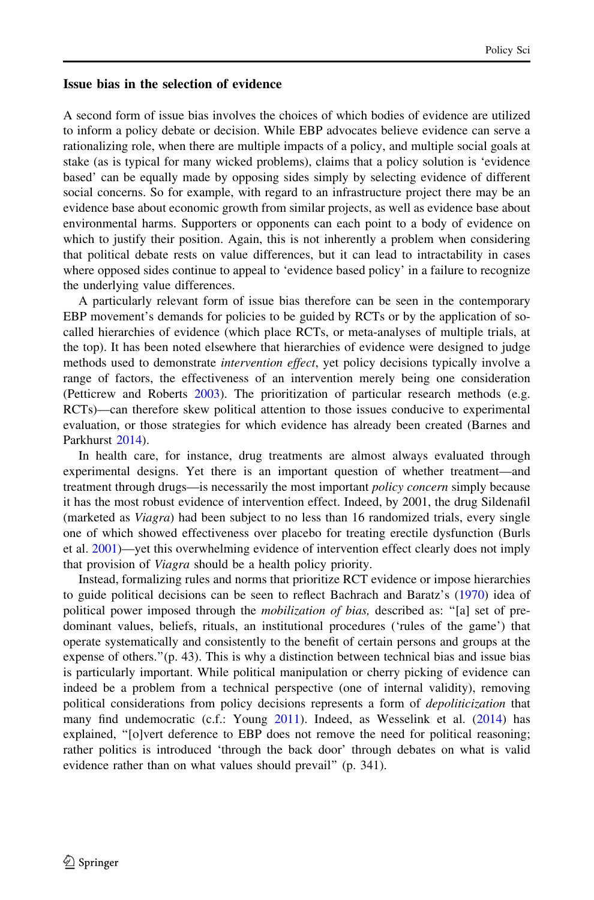### Issue bias in the selection of evidence

A second form of issue bias involves the choices of which bodies of evidence are utilized to inform a policy debate or decision. While EBP advocates believe evidence can serve a rationalizing role, when there are multiple impacts of a policy, and multiple social goals at stake (as is typical for many wicked problems), claims that a policy solution is 'evidence based' can be equally made by opposing sides simply by selecting evidence of different social concerns. So for example, with regard to an infrastructure project there may be an evidence base about economic growth from similar projects, as well as evidence base about environmental harms. Supporters or opponents can each point to a body of evidence on which to justify their position. Again, this is not inherently a problem when considering that political debate rests on value differences, but it can lead to intractability in cases where opposed sides continue to appeal to 'evidence based policy' in a failure to recognize the underlying value differences.

A particularly relevant form of issue bias therefore can be seen in the contemporary EBP movement's demands for policies to be guided by RCTs or by the application of so-called hierarchies of evidence (which place RCTs, or meta-analyses of multiple trials, at the top). It has been noted elsewhere that hierarchies of evidence were designed to judge methods used to demonstrate *intervention effect*, yet policy decisions typically involve a range of factors, the effectiveness of an intervention merely being one consideration (Petticrew and Roberts 2003). The prioritization of particular research methods (e.g. RCTs)—can therefore skew political attention to those issues conducive to experimental evaluation, or those strategies for which evidence has already been created (Barnes and Parkhurst 2014).

In health care, for instance, drug treatments are almost always evaluated through experimental designs. Yet there is an important question of whether treatment—and treatment through drugs—is necessarily the most important *policy concern* simply because it has the most robust evidence of intervention effect. Indeed, by 2001, the drug Sildenafil (marketed as *Viagra*) had been subject to no less than 16 randomized trials, every single one of which showed effectiveness over placebo for treating erectile dysfunction (Burls et al. 2001)—yet this overwhelming evidence of intervention effect clearly does not imply that provision of *Viagra* should be a health policy priority.

Instead, formalizing rules and norms that prioritize RCT evidence or impose hierarchies to guide political decisions can be seen to reflect Bachrach and Baratz's (1970) idea of political power imposed through the *mobilization of bias,* described as: "[a] set of predominant values, beliefs, rituals, an institutional procedures ('rules of the game') that operate systematically and consistently to the benefit of certain persons and groups at the expense of others."(p. 43). This is why a distinction between technical bias and issue bias is particularly important. While political manipulation or cherry picking of evidence can indeed be a problem from a technical perspective (one of internal validity), removing political considerations from policy decisions represents a form of *depoliticization* that many find undemocratic (c.f.: Young 2011). Indeed, as Wesselink et al. (2014) has explained, "[o]vert deference to EBP does not remove the need for political reasoning; rather politics is introduced 'through the back door' through debates on what is valid evidence rather than on what values should prevail" (p. 341).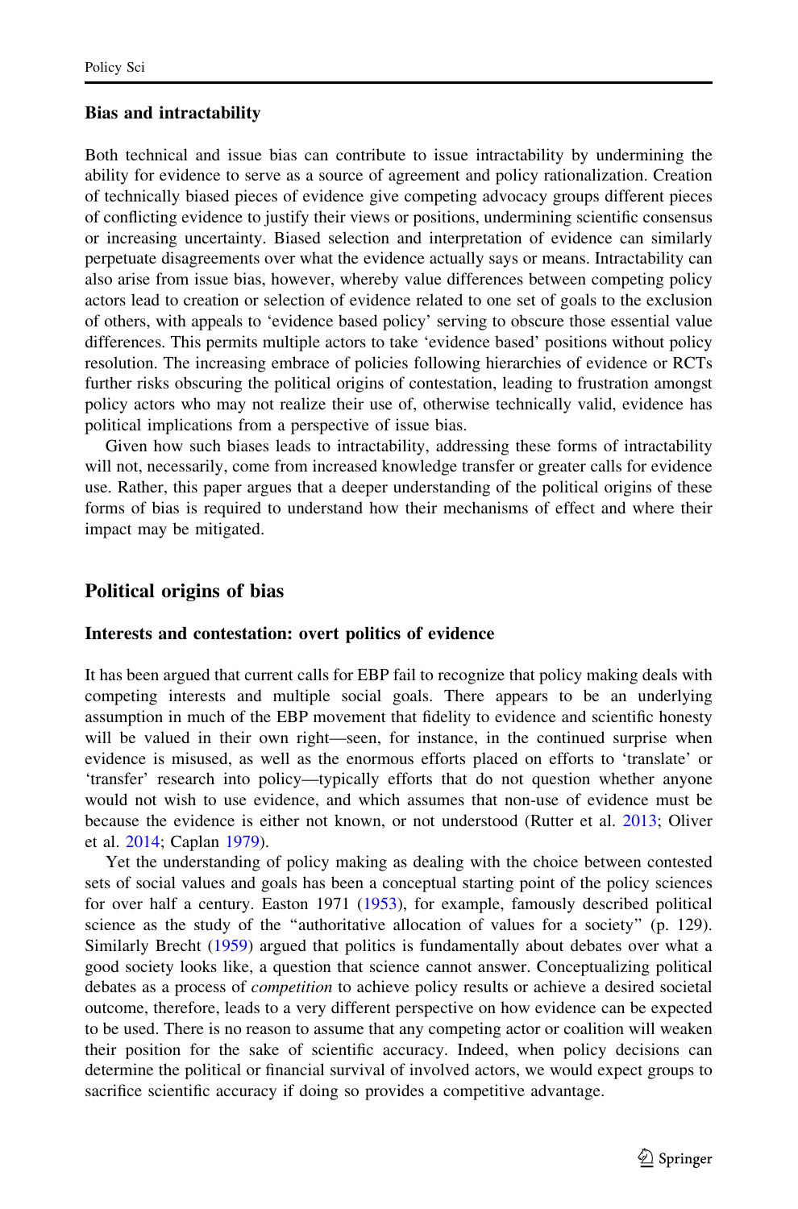### Bias and intractability

Both technical and issue bias can contribute to issue intractability by undermining the ability for evidence to serve as a source of agreement and policy rationalization. Creation of technically biased pieces of evidence give competing advocacy groups different pieces of conflicting evidence to justify their views or positions, undermining scientific consensus or increasing uncertainty. Biased selection and interpretation of evidence can similarly perpetuate disagreements over what the evidence actually says or means. Intractability can also arise from issue bias, however, whereby value differences between competing policy actors lead to creation or selection of evidence related to one set of goals to the exclusion of others, with appeals to 'evidence based policy' serving to obscure those essential value differences. This permits multiple actors to take 'evidence based' positions without policy resolution. The increasing embrace of policies following hierarchies of evidence or RCTs further risks obscuring the political origins of contestation, leading to frustration amongst policy actors who may not realize their use of, otherwise technically valid, evidence has political implications from a perspective of issue bias.

Given how such biases leads to intractability, addressing these forms of intractability will not, necessarily, come from increased knowledge transfer or greater calls for evidence use. Rather, this paper argues that a deeper understanding of the political origins of these forms of bias is required to understand how their mechanisms of effect and where their impact may be mitigated.

## Political origins of bias

### Interests and contestation: overt politics of evidence

It has been argued that current calls for EBP fail to recognize that policy making deals with competing interests and multiple social goals. There appears to be an underlying assumption in much of the EBP movement that fidelity to evidence and scientific honesty will be valued in their own right—seen, for instance, in the continued surprise when evidence is misused, as well as the enormous efforts placed on efforts to 'translate' or 'transfer' research into policy—typically efforts that do not question whether anyone would not wish to use evidence, and which assumes that non-use of evidence must be because the evidence is either not known, or not understood (Rutter et al. 2013; Oliver et al. 2014; Caplan 1979).

Yet the understanding of policy making as dealing with the choice between contested sets of social values and goals has been a conceptual starting point of the policy sciences for over half a century. Easton 1971 (1953), for example, famously described political science as the study of the "authoritative allocation of values for a society" (p. 129). Similarly Brecht (1959) argued that politics is fundamentally about debates over what a good society looks like, a question that science cannot answer. Conceptualizing political debates as a process of *competition* to achieve policy results or achieve a desired societal outcome, therefore, leads to a very different perspective on how evidence can be expected to be used. There is no reason to assume that any competing actor or coalition will weaken their position for the sake of scientific accuracy. Indeed, when policy decisions can determine the political or financial survival of involved actors, we would expect groups to sacrifice scientific accuracy if doing so provides a competitive advantage.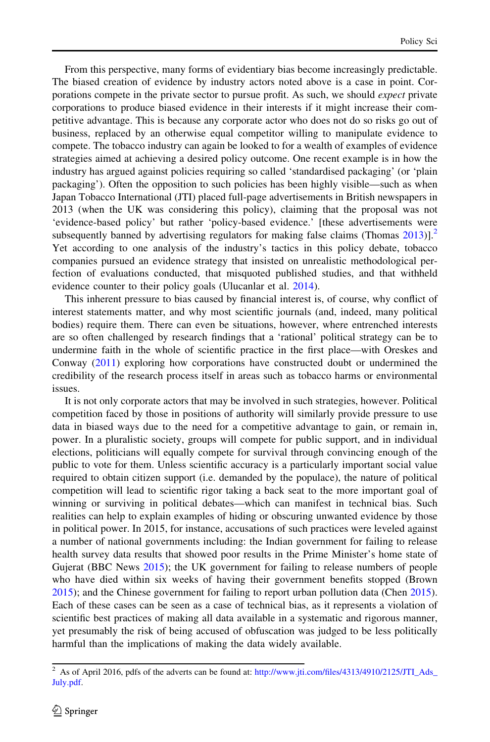From this perspective, many forms of evidentiary bias become increasingly predictable. The biased creation of evidence by industry actors noted above is a case in point. Corporations compete in the private sector to pursue profit. As such, we should *expect* private corporations to produce biased evidence in their interests if it might increase their competitive advantage. This is because any corporate actor who does not do so risks go out of business, replaced by an otherwise equal competitor willing to manipulate evidence to compete. The tobacco industry can again be looked to for a wealth of examples of evidence strategies aimed at achieving a desired policy outcome. One recent example is in how the industry has argued against policies requiring so called 'standardised packaging' (or 'plain packaging'). Often the opposition to such policies has been highly visible—such as when Japan Tobacco International (JTI) placed full-page advertisements in British newspapers in 2013 (when the UK was considering this policy), claiming that the proposal was not 'evidence-based policy' but rather 'policy-based evidence.' [these advertisements were subsequently banned by advertising regulators for making false claims (Thomas 2013)].[2] Yet according to one analysis of the industry's tactics in this policy debate, tobacco companies pursued an evidence strategy that insisted on unrealistic methodological perfection of evaluations conducted, that misquoted published studies, and that withheld evidence counter to their policy goals (Ulucanlar et al. 2014).

This inherent pressure to bias caused by financial interest is, of course, why conflict of interest statements matter, and why most scientific journals (and, indeed, many political bodies) require them. There can even be situations, however, where entrenched interests are so often challenged by research findings that a 'rational' political strategy can be to undermine faith in the whole of scientific practice in the first place—with Oreskes and Conway (2011) exploring how corporations have constructed doubt or undermined the credibility of the research process itself in areas such as tobacco harms or environmental issues.

It is not only corporate actors that may be involved in such strategies, however. Political competition faced by those in positions of authority will similarly provide pressure to use data in biased ways due to the need for a competitive advantage to gain, or remain in, power. In a pluralistic society, groups will compete for public support, and in individual elections, politicians will equally compete for survival through convincing enough of the public to vote for them. Unless scientific accuracy is a particularly important social value required to obtain citizen support (i.e. demanded by the populace), the nature of political competition will lead to scientific rigor taking a back seat to the more important goal of winning or surviving in political debates—which can manifest in technical bias. Such realities can help to explain examples of hiding or obscuring unwanted evidence by those in political power. In 2015, for instance, accusations of such practices were leveled against a number of national governments including: the Indian government for failing to release health survey data results that showed poor results in the Prime Minister's home state of Gujerat (BBC News 2015); the UK government for failing to release numbers of people who have died within six weeks of having their government benefits stopped (Brown 2015); and the Chinese government for failing to report urban pollution data (Chen 2015). Each of these cases can be seen as a case of technical bias, as it represents a violation of scientific best practices of making all data available in a systematic and rigorous manner, yet presumably the risk of being accused of obfuscation was judged to be less politically harmful than the implications of making the data widely available.

---

[2] As of April 2016, pdfs of the adverts can be found at: http://www.jti.com/files/4313/4910/2125/JTI_Ads_July.pdf.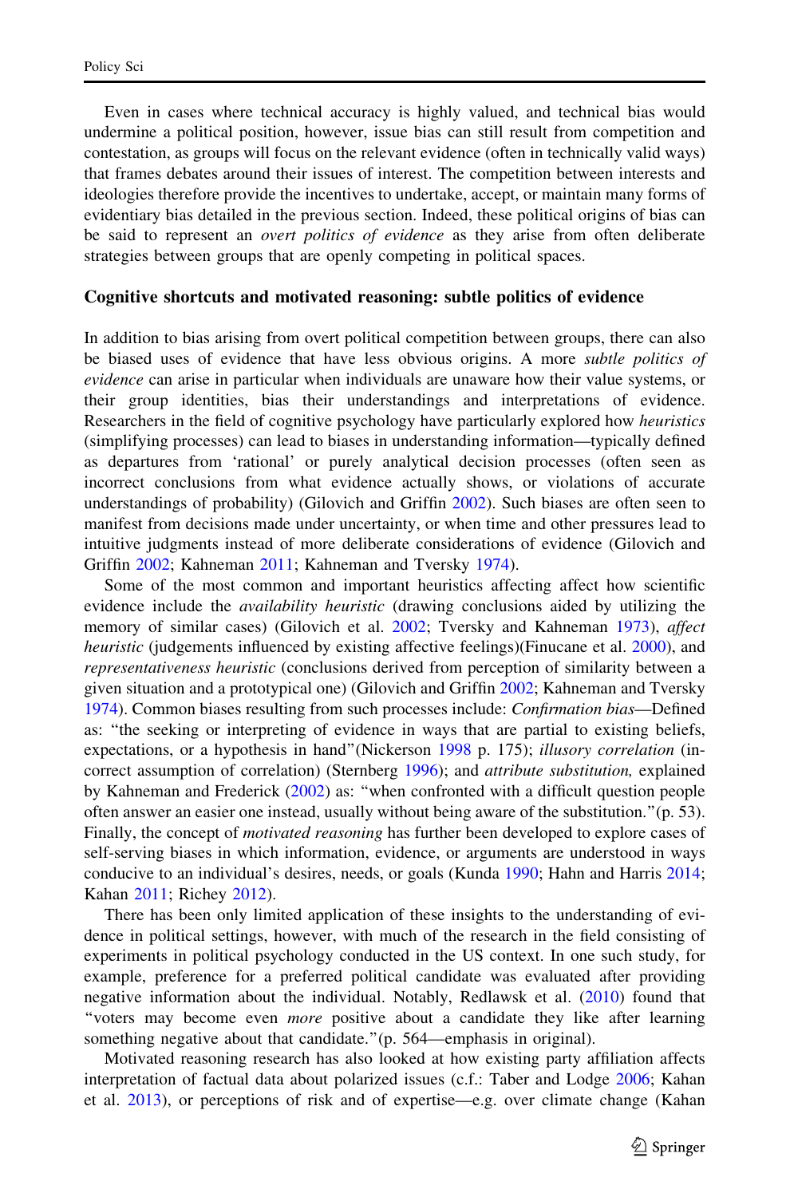Even in cases where technical accuracy is highly valued, and technical bias would undermine a political position, however, issue bias can still result from competition and contestation, as groups will focus on the relevant evidence (often in technically valid ways) that frames debates around their issues of interest. The competition between interests and ideologies therefore provide the incentives to undertake, accept, or maintain many forms of evidentiary bias detailed in the previous section. Indeed, these political origins of bias can be said to represent an *overt politics of evidence* as they arise from often deliberate strategies between groups that are openly competing in political spaces.

### Cognitive shortcuts and motivated reasoning: subtle politics of evidence

In addition to bias arising from overt political competition between groups, there can also be biased uses of evidence that have less obvious origins. A more *subtle politics of evidence* can arise in particular when individuals are unaware how their value systems, or their group identities, bias their understandings and interpretations of evidence. Researchers in the field of cognitive psychology have particularly explored how *heuristics* (simplifying processes) can lead to biases in understanding information—typically defined as departures from 'rational' or purely analytical decision processes (often seen as incorrect conclusions from what evidence actually shows, or violations of accurate understandings of probability) (Gilovich and Griffin 2002). Such biases are often seen to manifest from decisions made under uncertainty, or when time and other pressures lead to intuitive judgments instead of more deliberate considerations of evidence (Gilovich and Griffin 2002; Kahneman 2011; Kahneman and Tversky 1974).

Some of the most common and important heuristics affecting how scientific evidence include the *availability heuristic* (drawing conclusions aided by utilizing the memory of similar cases) (Gilovich et al. 2002; Tversky and Kahneman 1973), *affect heuristic* (judgements influenced by existing affective feelings)(Finucane et al. 2000), and *representativeness heuristic* (conclusions derived from perception of similarity between a given situation and a prototypical one) (Gilovich and Griffin 2002; Kahneman and Tversky 1974). Common biases resulting from such processes include: *Confirmation bias*—Defined as: "the seeking or interpreting of evidence in ways that are partial to existing beliefs, expectations, or a hypothesis in hand"(Nickerson 1998 p. 175); *illusory correlation* (incorrect assumption of correlation) (Sternberg 1996); and *attribute substitution,* explained by Kahneman and Frederick (2002) as: "when confronted with a difficult question people often answer an easier one instead, usually without being aware of the substitution."(p. 53). Finally, the concept of *motivated reasoning* has further been developed to explore cases of self-serving biases in which information, evidence, or arguments are understood in ways conducive to an individual's desires, needs, or goals (Kunda 1990; Hahn and Harris 2014; Kahan 2011; Richey 2012).

There has been only limited application of these insights to the understanding of evidence in political settings, however, with much of the research in the field consisting of experiments in political psychology conducted in the US context. In one such study, for example, preference for a preferred political candidate was evaluated after providing negative information about the individual. Notably, Redlawsk et al. (2010) found that "voters may become even *more* positive about a candidate they like after learning something negative about that candidate."(p. 564—emphasis in original).

Motivated reasoning research has also looked at how existing party affiliation affects interpretation of factual data about polarized issues (c.f.: Taber and Lodge 2006; Kahan et al. 2013), or perceptions of risk and of expertise—e.g. over climate change (Kahan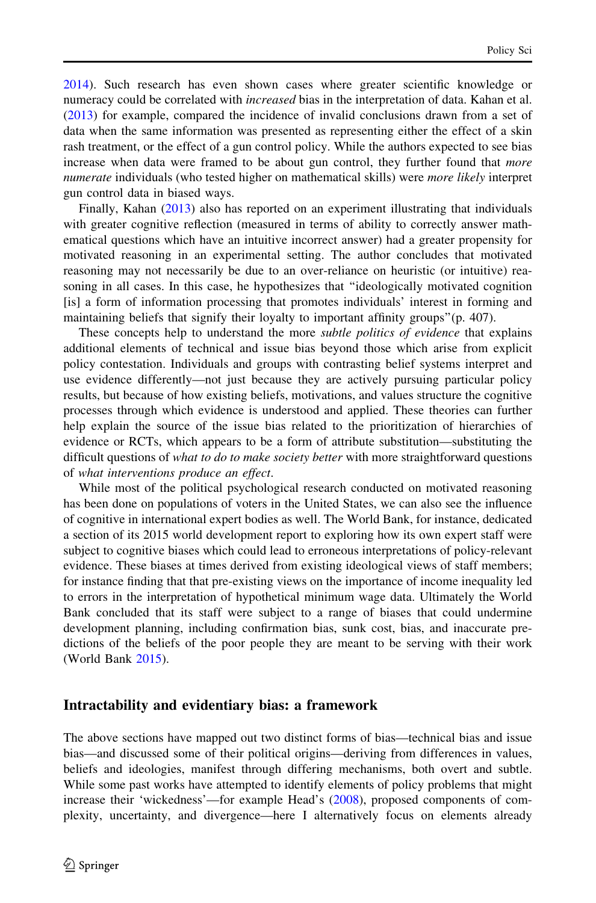2014). Such research has even shown cases where greater scientific knowledge or numeracy could be correlated with *increased* bias in the interpretation of data. Kahan et al. (2013) for example, compared the incidence of invalid conclusions drawn from a set of data when the same information was presented as representing either the effect of a skin rash treatment, or the effect of a gun control policy. While the authors expected to see bias increase when data were framed to be about gun control, they further found that *more numerate* individuals (who tested higher on mathematical skills) were *more likely* interpret gun control data in biased ways.

Finally, Kahan (2013) also has reported on an experiment illustrating that individuals with greater cognitive reflection (measured in terms of ability to correctly answer mathematical questions which have an intuitive incorrect answer) had a greater propensity for motivated reasoning in an experimental setting. The author concludes that motivated reasoning may not necessarily be due to an over-reliance on heuristic (or intuitive) reasoning in all cases. In this case, he hypothesizes that "ideologically motivated cognition [is] a form of information processing that promotes individuals' interest in forming and maintaining beliefs that signify their loyalty to important affinity groups"(p. 407).

These concepts help to understand the more *subtle politics of evidence* that explains additional elements of technical and issue bias beyond those which arise from explicit policy contestation. Individuals and groups with contrasting belief systems interpret and use evidence differently—not just because they are actively pursuing particular policy results, but because of how existing beliefs, motivations, and values structure the cognitive processes through which evidence is understood and applied. These theories can further help explain the source of the issue bias related to the prioritization of hierarchies of evidence or RCTs, which appears to be a form of attribute substitution—substituting the difficult questions of *what to do to make society better* with more straightforward questions of *what interventions produce an effect*.

While most of the political psychological research conducted on motivated reasoning has been done on populations of voters in the United States, we can also see the influence of cognitive in international expert bodies as well. The World Bank, for instance, dedicated a section of its 2015 world development report to exploring how its own expert staff were subject to cognitive biases which could lead to erroneous interpretations of policy-relevant evidence. These biases at times derived from existing ideological views of staff members; for instance finding that that pre-existing views on the importance of income inequality led to errors in the interpretation of hypothetical minimum wage data. Ultimately the World Bank concluded that its staff were subject to a range of biases that could undermine development planning, including confirmation bias, sunk cost, bias, and inaccurate predictions of the beliefs of the poor people they are meant to be serving with their work (World Bank 2015).

## Intractability and evidentiary bias: a framework

The above sections have mapped out two distinct forms of bias—technical bias and issue bias—and discussed some of their political origins—deriving from differences in values, beliefs and ideologies, manifest through differing mechanisms, both overt and subtle. While some past works have attempted to identify elements of policy problems that might increase their 'wickedness'—for example Head's (2008), proposed components of complexity, uncertainty, and divergence—here I alternatively focus on elements already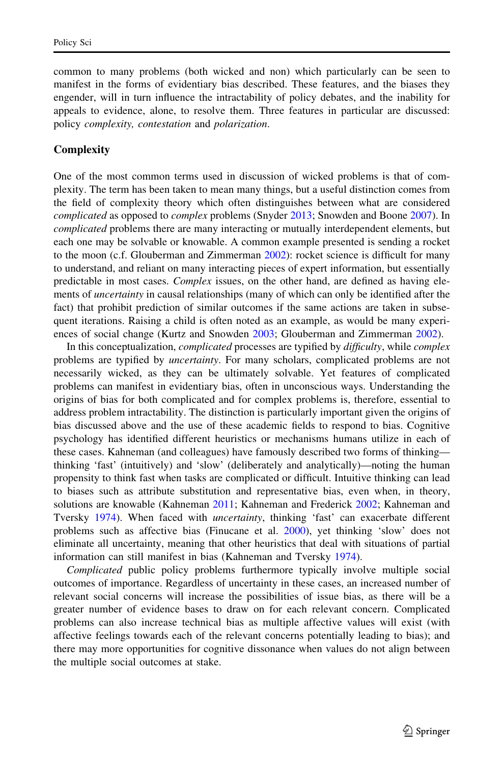common to many problems (both wicked and non) which particularly can be seen to manifest in the forms of evidentiary bias described. These features, and the biases they engender, will in turn influence the intractability of policy debates, and the inability for appeals to evidence, alone, to resolve them. Three features in particular are discussed: policy *complexity, contestation* and *polarization*.

## Complexity

One of the most common terms used in discussion of wicked problems is that of complexity. The term has been taken to mean many things, but a useful distinction comes from the field of complexity theory which often distinguishes between what are considered *complicated* as opposed to *complex* problems (Snyder 2013; Snowden and Boone 2007). In *complicated* problems there are many interacting or mutually interdependent elements, but each one may be solvable or knowable. A common example presented is sending a rocket to the moon (c.f. Glouberman and Zimmerman 2002): rocket science is difficult for many to understand, and reliant on many interacting pieces of expert information, but essentially predictable in most cases. *Complex* issues, on the other hand, are defined as having elements of *uncertainty* in causal relationships (many of which can only be identified after the fact) that prohibit prediction of similar outcomes if the same actions are taken in subsequent iterations. Raising a child is often noted as an example, as would be many experiences of social change (Kurtz and Snowden 2003; Glouberman and Zimmerman 2002).

In this conceptualization, *complicated* processes are typified by *difficulty*, while *complex* problems are typified by *uncertainty*. For many scholars, complicated problems are not necessarily wicked, as they can be ultimately solvable. Yet features of complicated problems can manifest in evidentiary bias, often in unconscious ways. Understanding the origins of bias for both complicated and for complex problems is, therefore, essential to address problem intractability. The distinction is particularly important given the origins of bias discussed above and the use of these academic fields to respond to bias. Cognitive psychology has identified different heuristics or mechanisms humans utilize in each of these cases. Kahneman (and colleagues) have famously described two forms of thinking—thinking 'fast' (intuitively) and 'slow' (deliberately and analytically)—noting the human propensity to think fast when tasks are complicated or difficult. Intuitive thinking can lead to biases such as attribute substitution and representative bias, even when, in theory, solutions are knowable (Kahneman 2011; Kahneman and Frederick 2002; Kahneman and Tversky 1974). When faced with *uncertainty*, thinking 'fast' can exacerbate different problems such as affective bias (Finucane et al. 2000), yet thinking 'slow' does not eliminate all uncertainty, meaning that other heuristics that deal with situations of partial information can still manifest in bias (Kahneman and Tversky 1974).

*Complicated* public policy problems furthermore typically involve multiple social outcomes of importance. Regardless of uncertainty in these cases, an increased number of relevant social concerns will increase the possibilities of issue bias, as there will be a greater number of evidence bases to draw on for each relevant concern. Complicated problems can also increase technical bias as multiple affective values will exist (with affective feelings towards each of the relevant concerns potentially leading to bias); and there may more opportunities for cognitive dissonance when values do not align between the multiple social outcomes at stake.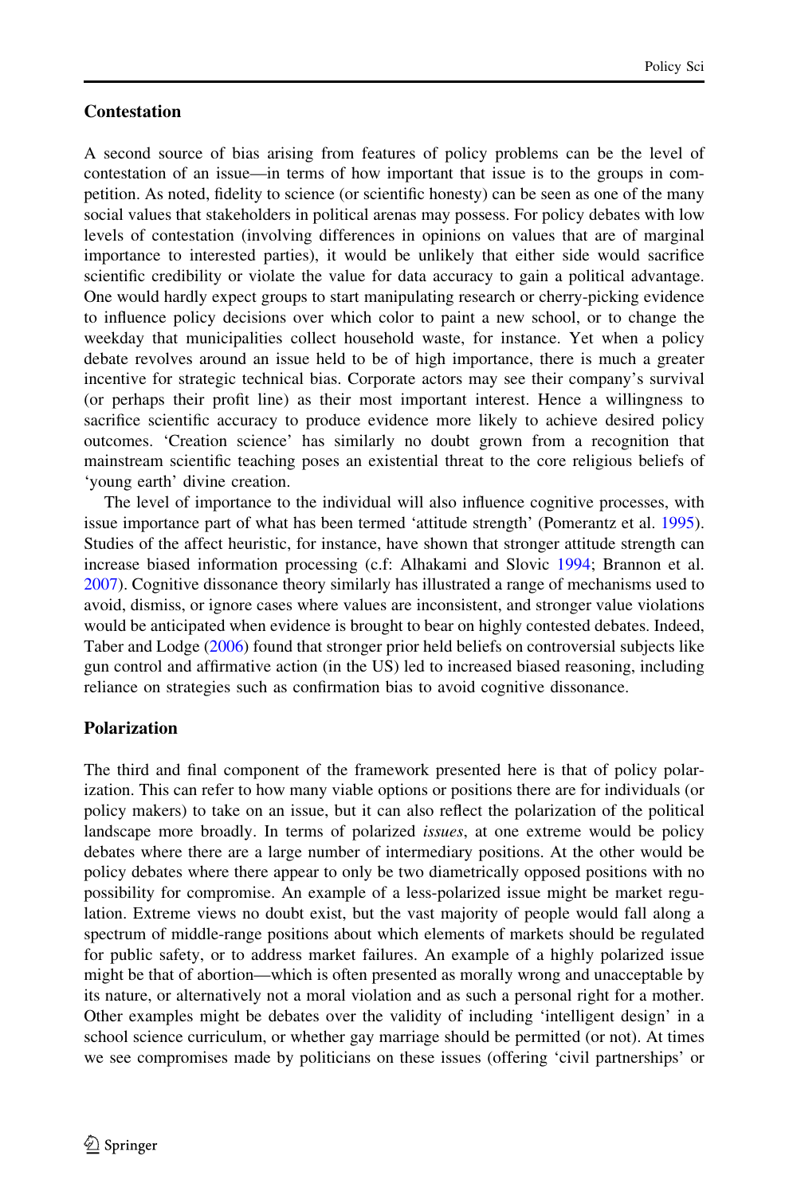### Contestation

A second source of bias arising from features of policy problems can be the level of contestation of an issue—in terms of how important that issue is to the groups in competition. As noted, fidelity to science (or scientific honesty) can be seen as one of the many social values that stakeholders in political arenas may possess. For policy debates with low levels of contestation (involving differences in opinions on values that are of marginal importance to interested parties), it would be unlikely that either side would sacrifice scientific credibility or violate the value for data accuracy to gain a political advantage. One would hardly expect groups to start manipulating research or cherry-picking evidence to influence policy decisions over which color to paint a new school, or to change the weekday that municipalities collect household waste, for instance. Yet when a policy debate revolves around an issue held to be of high importance, there is much a greater incentive for strategic technical bias. Corporate actors may see their company's survival (or perhaps their profit line) as their most important interest. Hence a willingness to sacrifice scientific accuracy to produce evidence more likely to achieve desired policy outcomes. 'Creation science' has similarly no doubt grown from a recognition that mainstream scientific teaching poses an existential threat to the core religious beliefs of 'young earth' divine creation.

The level of importance to the individual will also influence cognitive processes, with issue importance part of what has been termed 'attitude strength' (Pomerantz et al. 1995). Studies of the affect heuristic, for instance, have shown that stronger attitude strength can increase biased information processing (c.f: Alhakami and Slovic 1994; Brannon et al. 2007). Cognitive dissonance theory similarly has illustrated a range of mechanisms used to avoid, dismiss, or ignore cases where values are inconsistent, and stronger value violations would be anticipated when evidence is brought to bear on highly contested debates. Indeed, Taber and Lodge (2006) found that stronger prior held beliefs on controversial subjects like gun control and affirmative action (in the US) led to increased biased reasoning, including reliance on strategies such as confirmation bias to avoid cognitive dissonance.

### Polarization

The third and final component of the framework presented here is that of policy polarization. This can refer to how many viable options or positions there are for individuals (or policy makers) to take on an issue, but it can also reflect the polarization of the political landscape more broadly. In terms of polarized *issues*, at one extreme would be policy debates where there are a large number of intermediary positions. At the other would be policy debates where there appear to only be two diametrically opposed positions with no possibility for compromise. An example of a less-polarized issue might be market regulation. Extreme views no doubt exist, but the vast majority of people would fall along a spectrum of middle-range positions about which elements of markets should be regulated for public safety, or to address market failures. An example of a highly polarized issue might be that of abortion—which is often presented as morally wrong and unacceptable by its nature, or alternatively not a moral violation and as such a personal right for a mother. Other examples might be debates over the validity of including 'intelligent design' in a school science curriculum, or whether gay marriage should be permitted (or not). At times we see compromises made by politicians on these issues (offering 'civil partnerships' or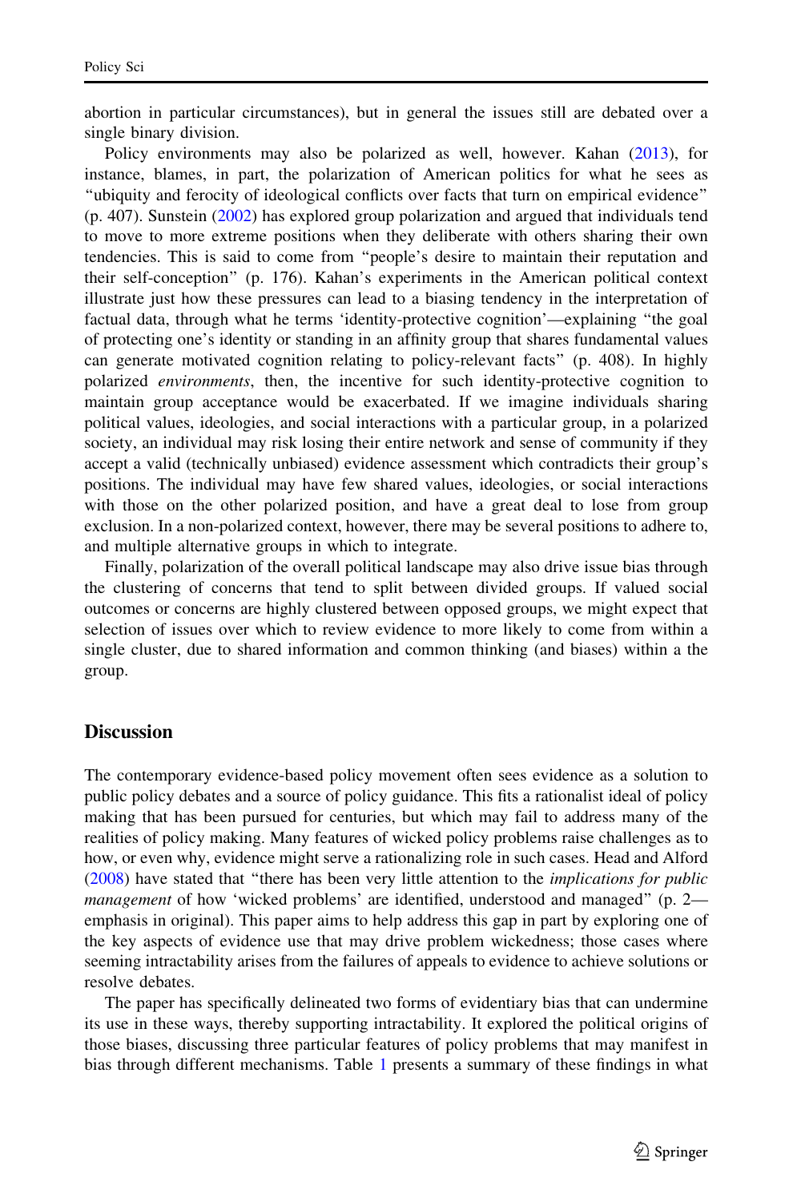abortion in particular circumstances), but in general the issues still are debated over a single binary division.

Policy environments may also be polarized as well, however. Kahan (2013), for instance, blames, in part, the polarization of American politics for what he sees as "ubiquity and ferocity of ideological conflicts over facts that turn on empirical evidence" (p. 407). Sunstein (2002) has explored group polarization and argued that individuals tend to move to more extreme positions when they deliberate with others sharing their own tendencies. This is said to come from "people's desire to maintain their reputation and their self-conception" (p. 176). Kahan's experiments in the American political context illustrate just how these pressures can lead to a biasing tendency in the interpretation of factual data, through what he terms 'identity-protective cognition'—explaining "the goal of protecting one's identity or standing in an affinity group that shares fundamental values can generate motivated cognition relating to policy-relevant facts" (p. 408). In highly polarized *environments*, then, the incentive for such identity-protective cognition to maintain group acceptance would be exacerbated. If we imagine individuals sharing political values, ideologies, and social interactions with a particular group, in a polarized society, an individual may risk losing their entire network and sense of community if they accept a valid (technically unbiased) evidence assessment which contradicts their group's positions. The individual may have few shared values, ideologies, or social interactions with those on the other polarized position, and have a great deal to lose from group exclusion. In a non-polarized context, however, there may be several positions to adhere to, and multiple alternative groups in which to integrate.

Finally, polarization of the overall political landscape may also drive issue bias through the clustering of concerns that tend to split between divided groups. If valued social outcomes or concerns are highly clustered between opposed groups, we might expect that selection of issues over which to review evidence to more likely to come from within a single cluster, due to shared information and common thinking (and biases) within a the group.

## Discussion

The contemporary evidence-based policy movement often sees evidence as a solution to public policy debates and a source of policy guidance. This fits a rationalist ideal of policy making that has been pursued for centuries, but which may fail to address many of the realities of policy making. Many features of wicked policy problems raise challenges as to how, or even why, evidence might serve a rationalizing role in such cases. Head and Alford (2008) have stated that "there has been very little attention to the *implications for public management* of how 'wicked problems' are identified, understood and managed" (p. 2—emphasis in original). This paper aims to help address this gap in part by exploring one of the key aspects of evidence use that may drive problem wickedness; those cases where seeming intractability arises from the failures of appeals to evidence to achieve solutions or resolve debates.

The paper has specifically delineated two forms of evidentiary bias that can undermine its use in these ways, thereby supporting intractability. It explored the political origins of those biases, discussing three particular features of policy problems that may manifest in bias through different mechanisms. Table 1 presents a summary of these findings in what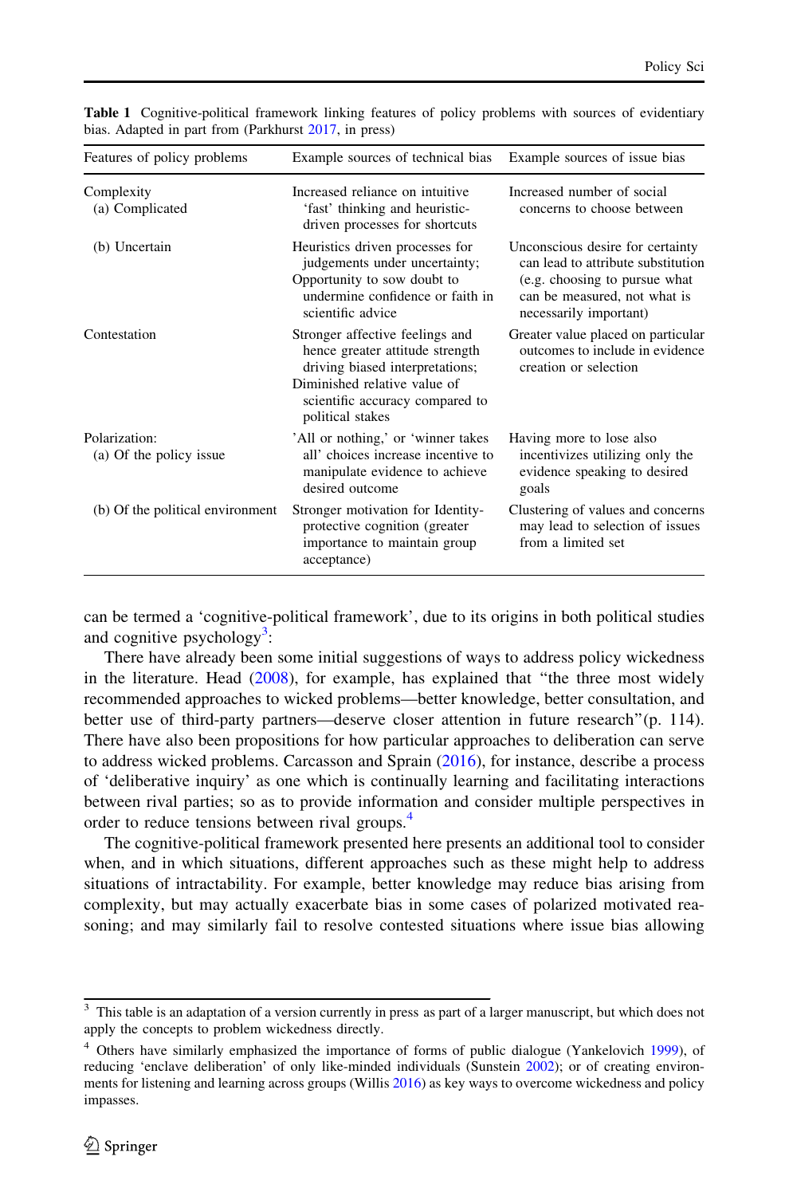**Table 1** Cognitive-political framework linking features of policy problems with sources of evidentiary bias. Adapted in part from (Parkhurst 2017, in press)

| Features of policy problems | Example sources of technical bias | Example sources of issue bias |
|---|---|---|
| Complexity<br>(a) Complicated | Increased reliance on intuitive 'fast' thinking and heuristic-driven processes for shortcuts | Increased number of social concerns to choose between |
| (b) Uncertain | Heuristics driven processes for judgements under uncertainty;<br>Opportunity to sow doubt to undermine confidence or faith in scientific advice | Unconscious desire for certainty can lead to attribute substitution (e.g. choosing to pursue what can be measured, not what is necessarily important) |
| Contestation | Stronger affective feelings and hence greater attitude strength driving biased interpretations;<br>Diminished relative value of scientific accuracy compared to political stakes | Greater value placed on particular outcomes to include in evidence creation or selection |
| Polarization:<br>(a) Of the policy issue | 'All or nothing,' or 'winner takes all' choices increase incentive to manipulate evidence to achieve desired outcome | Having more to lose also incentivizes utilizing only the evidence speaking to desired goals |
| (b) Of the political environment | Stronger motivation for Identity-protective cognition (greater importance to maintain group acceptance) | Clustering of values and concerns may lead to selection of issues from a limited set |

can be termed a 'cognitive-political framework', due to its origins in both political studies and cognitive psychology[3]:

There have already been some initial suggestions of ways to address policy wickedness in the literature. Head (2008), for example, has explained that "the three most widely recommended approaches to wicked problems—better knowledge, better consultation, and better use of third-party partners—deserve closer attention in future research"(p. 114). There have also been propositions for how particular approaches to deliberation can serve to address wicked problems. Carcasson and Sprain (2016), for instance, describe a process of 'deliberative inquiry' as one which is continually learning and facilitating interactions between rival parties; so as to provide information and consider multiple perspectives in order to reduce tensions between rival groups.[4]

The cognitive-political framework presented here presents an additional tool to consider when, and in which situations, different approaches such as these might help to address situations of intractability. For example, better knowledge may reduce bias arising from complexity, but may actually exacerbate bias in some cases of polarized motivated reasoning; and may similarly fail to resolve contested situations where issue bias allowing

---

[3] This table is an adaptation of a version currently in press as part of a larger manuscript, but which does not apply the concepts to problem wickedness directly.

[4] Others have similarly emphasized the importance of forms of public dialogue (Yankelovich 1999), of reducing 'enclave deliberation' of only like-minded individuals (Sunstein 2002); or of creating environments for listening and learning across groups (Willis 2016) as key ways to overcome wickedness and policy impasses.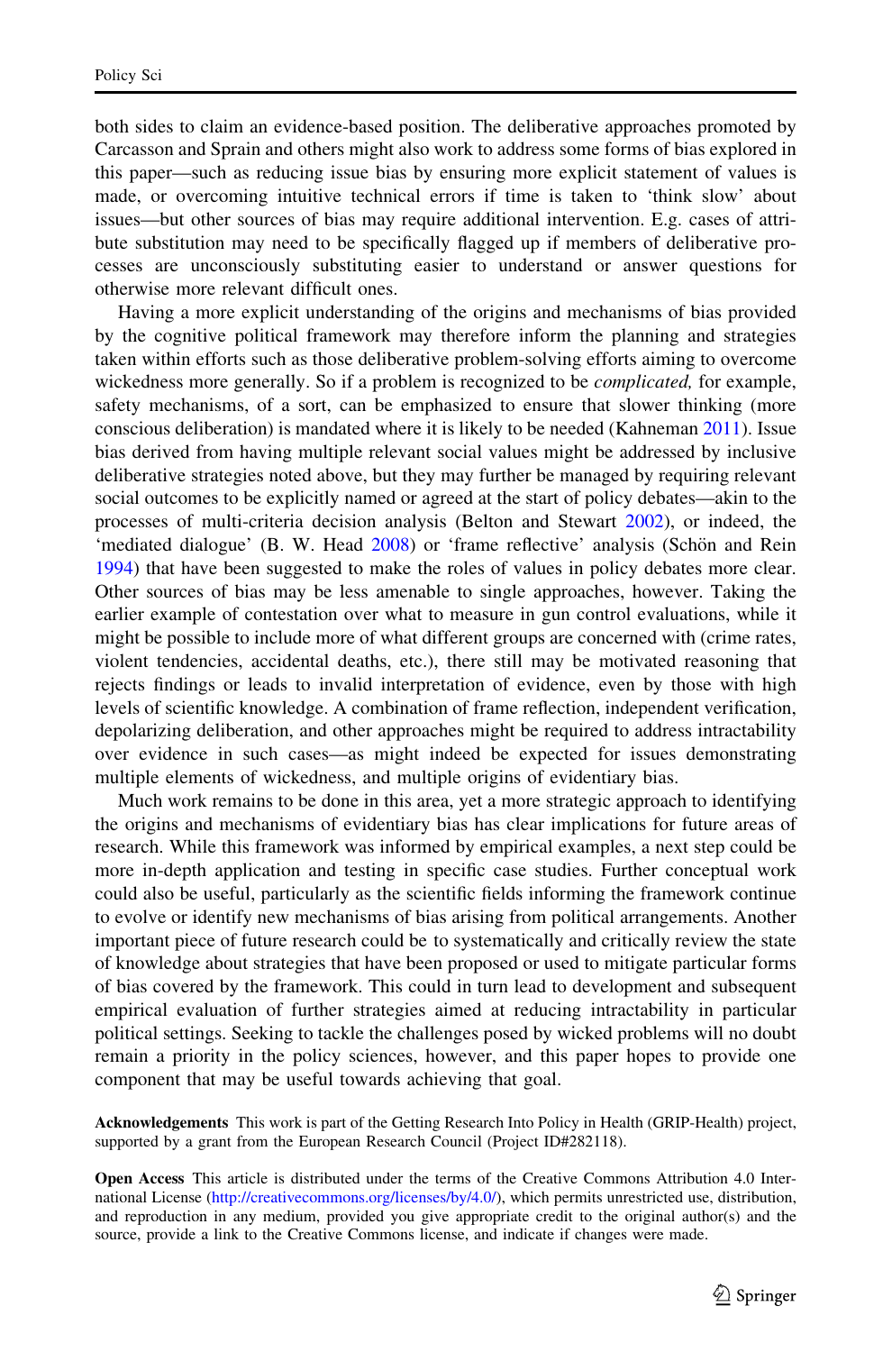both sides to claim an evidence-based position. The deliberative approaches promoted by Carcasson and Sprain and others might also work to address some forms of bias explored in this paper—such as reducing issue bias by ensuring more explicit statement of values is made, or overcoming intuitive technical errors if time is taken to 'think slow' about issues—but other sources of bias may require additional intervention. E.g. cases of attribute substitution may need to be specifically flagged up if members of deliberative processes are unconsciously substituting easier to understand or answer questions for otherwise more relevant difficult ones.

Having a more explicit understanding of the origins and mechanisms of bias provided by the cognitive political framework may therefore inform the planning and strategies taken within efforts such as those deliberative problem-solving efforts aiming to overcome wickedness more generally. So if a problem is recognized to be *complicated,* for example, safety mechanisms, of a sort, can be emphasized to ensure that slower thinking (more conscious deliberation) is mandated where it is likely to be needed (Kahneman 2011). Issue bias derived from having multiple relevant social values might be addressed by inclusive deliberative strategies noted above, but they may further be managed by requiring relevant social outcomes to be explicitly named or agreed at the start of policy debates—akin to the processes of multi-criteria decision analysis (Belton and Stewart 2002), or indeed, the 'mediated dialogue' (B. W. Head 2008) or 'frame reflective' analysis (Schön and Rein 1994) that have been suggested to make the roles of values in policy debates more clear. Other sources of bias may be less amenable to single approaches, however. Taking the earlier example of contestation over what to measure in gun control evaluations, while it might be possible to include more of what different groups are concerned with (crime rates, violent tendencies, accidental deaths, etc.), there still may be motivated reasoning that rejects findings or leads to invalid interpretation of evidence, even by those with high levels of scientific knowledge. A combination of frame reflection, independent verification, depolarizing deliberation, and other approaches might be required to address intractability over evidence in such cases—as might indeed be expected for issues demonstrating multiple elements of wickedness, and multiple origins of evidentiary bias.

Much work remains to be done in this area, yet a more strategic approach to identifying the origins and mechanisms of evidentiary bias has clear implications for future areas of research. While this framework was informed by empirical examples, a next step could be more in-depth application and testing in specific case studies. Further conceptual work could also be useful, particularly as the scientific fields informing the framework continue to evolve or identify new mechanisms of bias arising from political arrangements. Another important piece of future research could be to systematically and critically review the state of knowledge about strategies that have been proposed or used to mitigate particular forms of bias covered by the framework. This could in turn lead to development and subsequent empirical evaluation of further strategies aimed at reducing intractability in particular political settings. Seeking to tackle the challenges posed by wicked problems will no doubt remain a priority in the policy sciences, however, and this paper hopes to provide one component that may be useful towards achieving that goal.

**Acknowledgements** This work is part of the Getting Research Into Policy in Health (GRIP-Health) project, supported by a grant from the European Research Council (Project ID#282118).

**Open Access** This article is distributed under the terms of the Creative Commons Attribution 4.0 International License (http://creativecommons.org/licenses/by/4.0/), which permits unrestricted use, distribution, and reproduction in any medium, provided you give appropriate credit to the original author(s) and the source, provide a link to the Creative Commons license, and indicate if changes were made.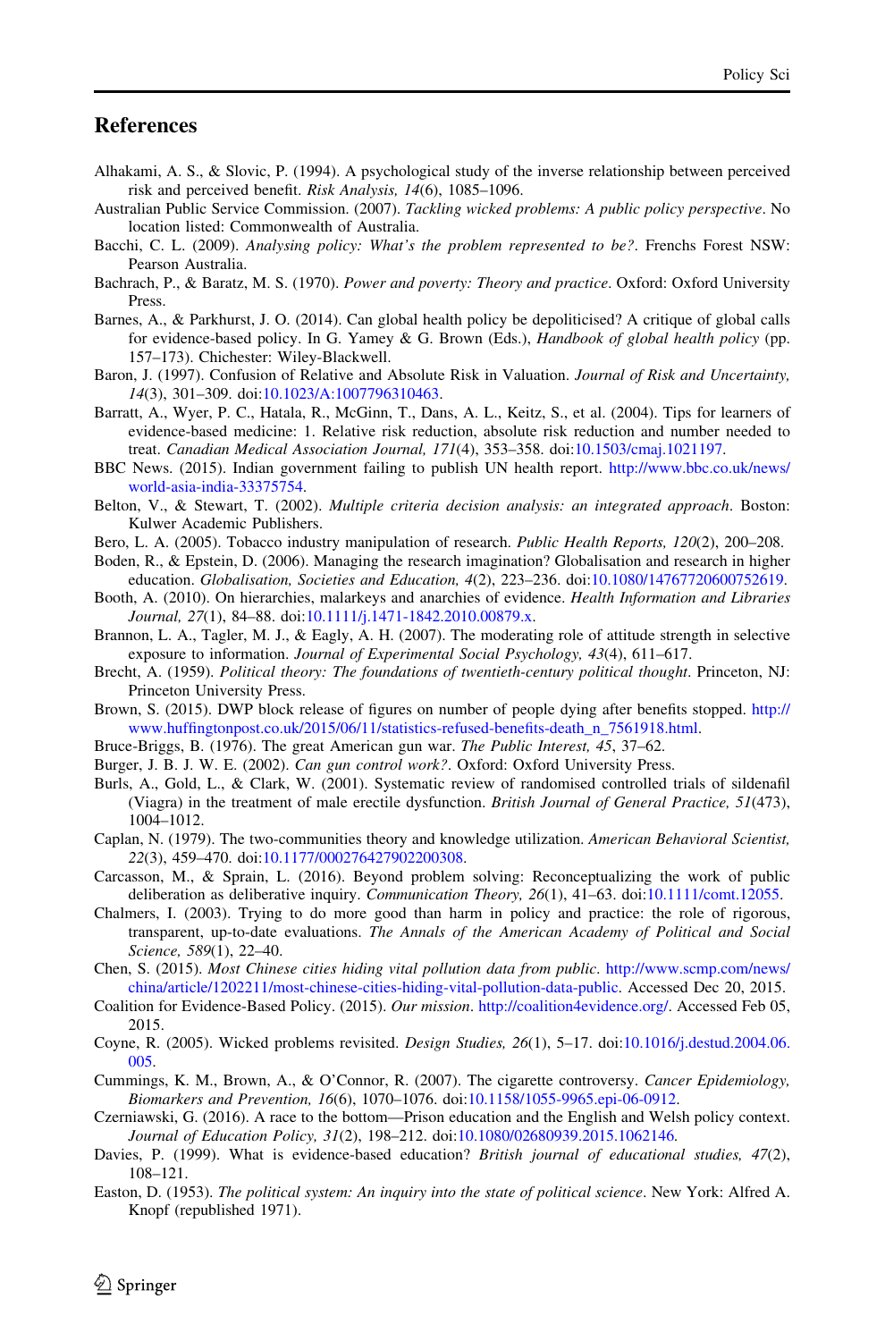## References

Alhakami, A. S., & Slovic, P. (1994). A psychological study of the inverse relationship between perceived risk and perceived benefit. *Risk Analysis, 14*(6), 1085–1096.

Australian Public Service Commission. (2007). *Tackling wicked problems: A public policy perspective*. No location listed: Commonwealth of Australia.

Bacchi, C. L. (2009). *Analysing policy: What's the problem represented to be?*. Frenchs Forest NSW: Pearson Australia.

Bachrach, P., & Baratz, M. S. (1970). *Power and poverty: Theory and practice*. Oxford: Oxford University Press.

Barnes, A., & Parkhurst, J. O. (2014). Can global health policy be depoliticised? A critique of global calls for evidence-based policy. In G. Yamey & G. Brown (Eds.), *Handbook of global health policy* (pp. 157–173). Chichester: Wiley-Blackwell.

Baron, J. (1997). Confusion of Relative and Absolute Risk in Valuation. *Journal of Risk and Uncertainty, 14*(3), 301–309. doi:10.1023/A:1007796310463.

Barratt, A., Wyer, P. C., Hatala, R., McGinn, T., Dans, A. L., Keitz, S., et al. (2004). Tips for learners of evidence-based medicine: 1. Relative risk reduction, absolute risk reduction and number needed to treat. *Canadian Medical Association Journal, 171*(4), 353–358. doi:10.1503/cmaj.1021197.

BBC News. (2015). Indian government failing to publish UN health report. http://www.bbc.co.uk/news/world-asia-india-33375754.

Belton, V., & Stewart, T. (2002). *Multiple criteria decision analysis: an integrated approach*. Boston: Kulwer Academic Publishers.

Bero, L. A. (2005). Tobacco industry manipulation of research. *Public Health Reports, 120*(2), 200–208.

Boden, R., & Epstein, D. (2006). Managing the research imagination? Globalisation and research in higher education. *Globalisation, Societies and Education, 4*(2), 223–236. doi:10.1080/14767720600752619.

Booth, A. (2010). On hierarchies, malarkeys and anarchies of evidence. *Health Information and Libraries Journal, 27*(1), 84–88. doi:10.1111/j.1471-1842.2010.00879.x.

Brannon, L. A., Tagler, M. J., & Eagly, A. H. (2007). The moderating role of attitude strength in selective exposure to information. *Journal of Experimental Social Psychology, 43*(4), 611–617.

Brecht, A. (1959). *Political theory: The foundations of twentieth-century political thought*. Princeton, NJ: Princeton University Press.

Brown, S. (2015). DWP block release of figures on number of people dying after benefits stopped. http://www.huffingtonpost.co.uk/2015/06/11/statistics-refused-benefits-death_n_7561918.html.

Bruce-Briggs, B. (1976). The great American gun war. *The Public Interest, 45*, 37–62.

Burger, J. B. J. W. E. (2002). *Can gun control work?*. Oxford: Oxford University Press.

Burls, A., Gold, L., & Clark, W. (2001). Systematic review of randomised controlled trials of sildenafil (Viagra) in the treatment of male erectile dysfunction. *British Journal of General Practice, 51*(473), 1004–1012.

Caplan, N. (1979). The two-communities theory and knowledge utilization. *American Behavioral Scientist, 22*(3), 459–470. doi:10.1177/000276427902200308.

Carcasson, M., & Sprain, L. (2016). Beyond problem solving: Reconceptualizing the work of public deliberation as deliberative inquiry. *Communication Theory, 26*(1), 41–63. doi:10.1111/comt.12055.

Chalmers, I. (2003). Trying to do more good than harm in policy and practice: the role of rigorous, transparent, up-to-date evaluations. *The Annals of the American Academy of Political and Social Science, 589*(1), 22–40.

Chen, S. (2015). *Most Chinese cities hiding vital pollution data from public*. http://www.scmp.com/news/china/article/1202211/most-chinese-cities-hiding-vital-pollution-data-public. Accessed Dec 20, 2015.

Coalition for Evidence-Based Policy. (2015). *Our mission*. http://coalition4evidence.org/. Accessed Feb 05, 2015.

Coyne, R. (2005). Wicked problems revisited. *Design Studies, 26*(1), 5–17. doi:10.1016/j.destud.2004.06.005.

Cummings, K. M., Brown, A., & O'Connor, R. (2007). The cigarette controversy. *Cancer Epidemiology, Biomarkers and Prevention, 16*(6), 1070–1076. doi:10.1158/1055-9965.epi-06-0912.

Czerniawski, G. (2016). A race to the bottom—Prison education and the English and Welsh policy context. *Journal of Education Policy, 31*(2), 198–212. doi:10.1080/02680939.2015.1062146.

Davies, P. (1999). What is evidence-based education? *British journal of educational studies, 47*(2), 108–121.

Easton, D. (1953). *The political system: An inquiry into the state of political science*. New York: Alfred A. Knopf (republished 1971).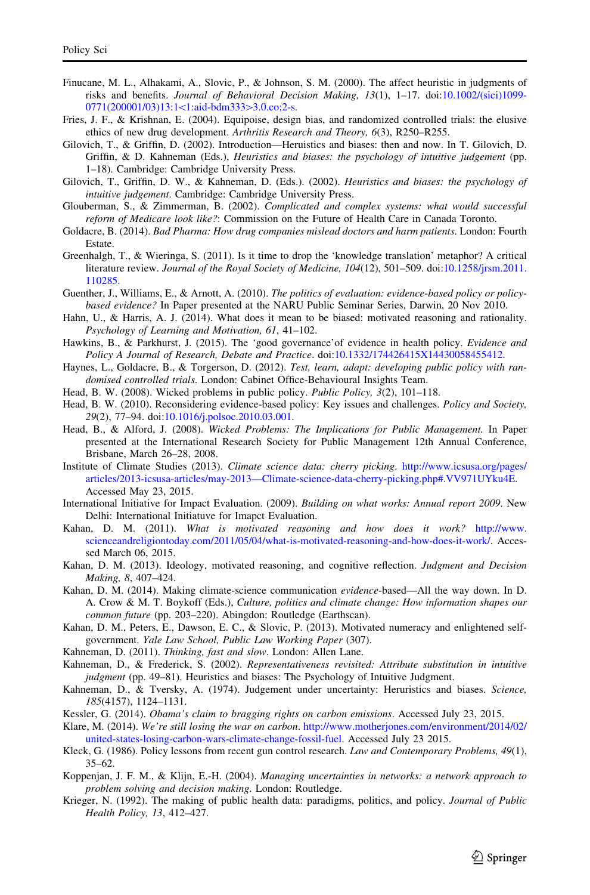Finucane, M. L., Alhakami, A., Slovic, P., & Johnson, S. M. (2000). The affect heuristic in judgments of risks and benefits. *Journal of Behavioral Decision Making, 13*(1), 1–17. doi:10.1002/(sici)1099-0771(200001/03)13:1<1:aid-bdm333>3.0.co;2-s.

Fries, J. F., & Krishnan, E. (2004). Equipoise, design bias, and randomized controlled trials: the elusive ethics of new drug development. *Arthritis Research and Theory, 6*(3), R250–R255.

Gilovich, T., & Griffin, D. (2002). Introduction—Heruistics and biases: then and now. In T. Gilovich, D. Griffin, & D. Kahneman (Eds.), *Heuristics and biases: the psychology of intuitive judgement* (pp. 1–18). Cambridge: Cambridge University Press.

Gilovich, T., Griffin, D. W., & Kahneman, D. (Eds.). (2002). *Heuristics and biases: the psychology of intuitive judgement*. Cambridge: Cambridge University Press.

Glouberman, S., & Zimmerman, B. (2002). *Complicated and complex systems: what would successful reform of Medicare look like?*: Commission on the Future of Health Care in Canada Toronto.

Goldacre, B. (2014). *Bad Pharma: How drug companies mislead doctors and harm patients*. London: Fourth Estate.

Greenhalgh, T., & Wieringa, S. (2011). Is it time to drop the 'knowledge translation' metaphor? A critical literature review. *Journal of the Royal Society of Medicine, 104*(12), 501–509. doi:10.1258/jrsm.2011.110285.

Guenther, J., Williams, E., & Arnott, A. (2010). *The politics of evaluation: evidence-based policy or policy-based evidence?* In Paper presented at the NARU Public Seminar Series, Darwin, 20 Nov 2010.

Hahn, U., & Harris, A. J. (2014). What does it mean to be biased: motivated reasoning and rationality. *Psychology of Learning and Motivation, 61*, 41–102.

Hawkins, B., & Parkhurst, J. (2015). The 'good governance'of evidence in health policy. *Evidence and Policy A Journal of Research, Debate and Practice*. doi:10.1332/174426415X14430058455412.

Haynes, L., Goldacre, B., & Torgerson, D. (2012). *Test, learn, adapt: developing public policy with randomised controlled trials*. London: Cabinet Office-Behavioural Insights Team.

Head, B. W. (2008). Wicked problems in public policy. *Public Policy, 3*(2), 101–118.

Head, B. W. (2010). Reconsidering evidence-based policy: Key issues and challenges. *Policy and Society, 29*(2), 77–94. doi:10.1016/j.polsoc.2010.03.001.

Head, B., & Alford, J. (2008). *Wicked Problems: The Implications for Public Management.* In Paper presented at the International Research Society for Public Management 12th Annual Conference, Brisbane, March 26–28, 2008.

Institute of Climate Studies (2013). *Climate science data: cherry picking*. http://www.icsusa.org/pages/articles/2013-icsusa-articles/may-2013—Climate-science-data-cherry-picking.php#.VV971UYku4E. Accessed May 23, 2015.

International Initiative for Impact Evaluation. (2009). *Building on what works: Annual report 2009*. New Delhi: International Initiatuve for Imapct Evaluation.

Kahan, D. M. (2011). *What is motivated reasoning and how does it work?* http://www.scienceandreligiontoday.com/2011/05/04/what-is-motivated-reasoning-and-how-does-it-work/. Accessed March 06, 2015.

Kahan, D. M. (2013). Ideology, motivated reasoning, and cognitive reflection. *Judgment and Decision Making, 8*, 407–424.

Kahan, D. M. (2014). Making climate-science communication *evidence*-based—All the way down. In D. A. Crow & M. T. Boykoff (Eds.), *Culture, politics and climate change: How information shapes our common future* (pp. 203–220). Abingdon: Routledge (Earthscan).

Kahan, D. M., Peters, E., Dawson, E. C., & Slovic, P. (2013). Motivated numeracy and enlightened self-government. *Yale Law School, Public Law Working Paper* (307).

Kahneman, D. (2011). *Thinking, fast and slow*. London: Allen Lane.

Kahneman, D., & Frederick, S. (2002). *Representativeness revisited: Attribute substitution in intuitive judgment* (pp. 49–81). Heuristics and biases: The Psychology of Intuitive Judgment.

Kahneman, D., & Tversky, A. (1974). Judgement under uncertainty: Heruristics and biases. *Science, 185*(4157), 1124–1131.

Kessler, G. (2014). *Obama's claim to bragging rights on carbon emissions*. Accessed July 23, 2015.

Klare, M. (2014). *We're still losing the war on carbon*. http://www.motherjones.com/environment/2014/02/united-states-losing-carbon-wars-climate-change-fossil-fuel. Accessed July 23 2015.

Kleck, G. (1986). Policy lessons from recent gun control research. *Law and Contemporary Problems, 49*(1), 35–62.

Koppenjan, J. F. M., & Klijn, E.-H. (2004). *Managing uncertainties in networks: a network approach to problem solving and decision making*. London: Routledge.

Krieger, N. (1992). The making of public health data: paradigms, politics, and policy. *Journal of Public Health Policy, 13*, 412–427.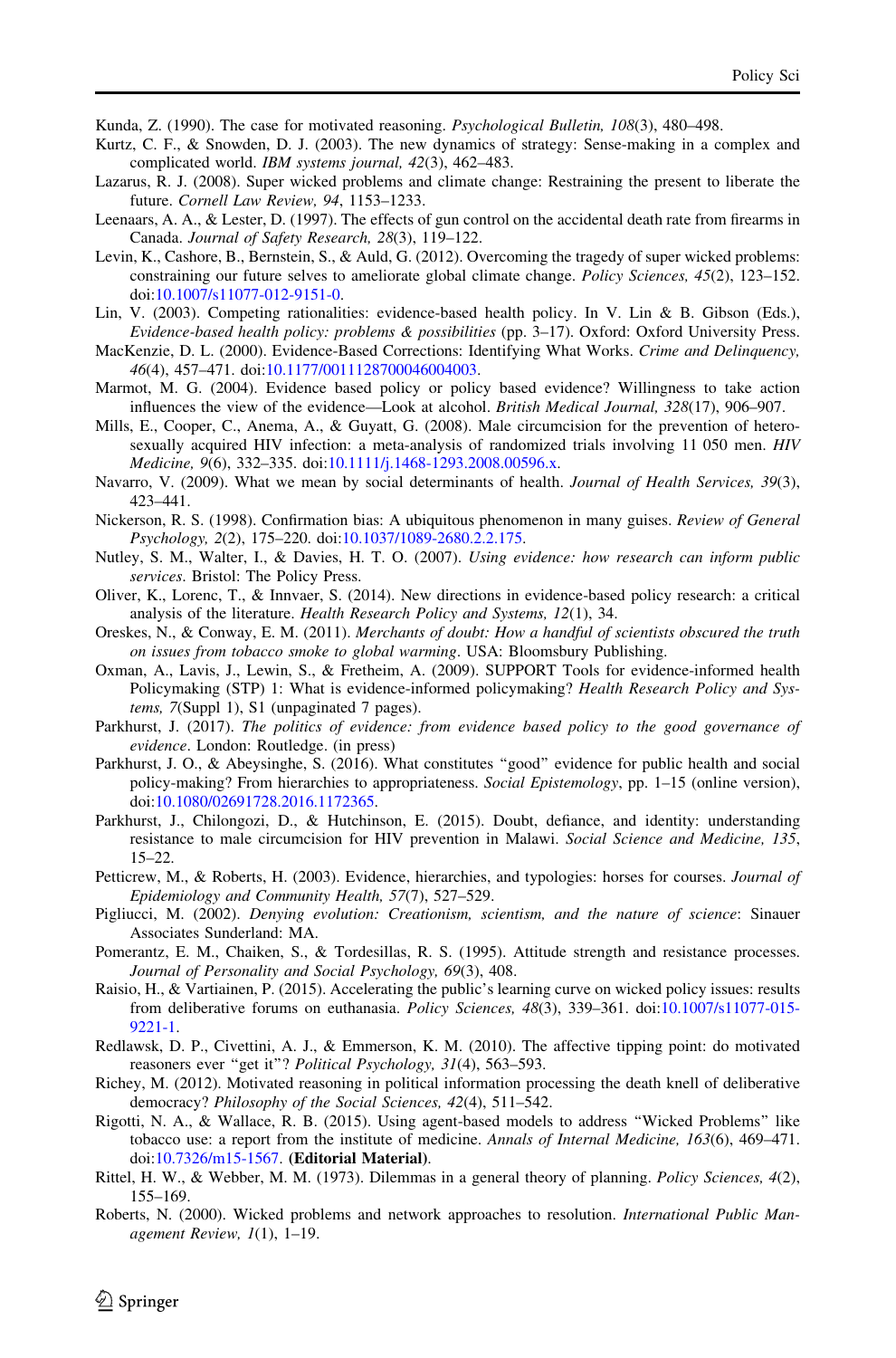Kunda, Z. (1990). The case for motivated reasoning. *Psychological Bulletin, 108*(3), 480–498.

Kurtz, C. F., & Snowden, D. J. (2003). The new dynamics of strategy: Sense-making in a complex and complicated world. *IBM systems journal, 42*(3), 462–483.

Lazarus, R. J. (2008). Super wicked problems and climate change: Restraining the present to liberate the future. *Cornell Law Review, 94*, 1153–1233.

Leenaars, A. A., & Lester, D. (1997). The effects of gun control on the accidental death rate from firearms in Canada. *Journal of Safety Research, 28*(3), 119–122.

Levin, K., Cashore, B., Bernstein, S., & Auld, G. (2012). Overcoming the tragedy of super wicked problems: constraining our future selves to ameliorate global climate change. *Policy Sciences, 45*(2), 123–152. doi:10.1007/s11077-012-9151-0.

Lin, V. (2003). Competing rationalities: evidence-based health policy. In V. Lin & B. Gibson (Eds.), *Evidence-based health policy: problems & possibilities* (pp. 3–17). Oxford: Oxford University Press.

MacKenzie, D. L. (2000). Evidence-Based Corrections: Identifying What Works. *Crime and Delinquency, 46*(4), 457–471. doi:10.1177/0011128700046004003.

Marmot, M. G. (2004). Evidence based policy or policy based evidence? Willingness to take action influences the view of the evidence—Look at alcohol. *British Medical Journal, 328*(17), 906–907.

Mills, E., Cooper, C., Anema, A., & Guyatt, G. (2008). Male circumcision for the prevention of heterosexually acquired HIV infection: a meta-analysis of randomized trials involving 11 050 men. *HIV Medicine, 9*(6), 332–335. doi:10.1111/j.1468-1293.2008.00596.x.

Navarro, V. (2009). What we mean by social determinants of health. *Journal of Health Services, 39*(3), 423–441.

Nickerson, R. S. (1998). Confirmation bias: A ubiquitous phenomenon in many guises. *Review of General Psychology, 2*(2), 175–220. doi:10.1037/1089-2680.2.2.175.

Nutley, S. M., Walter, I., & Davies, H. T. O. (2007). *Using evidence: how research can inform public services*. Bristol: The Policy Press.

Oliver, K., Lorenc, T., & Innvaer, S. (2014). New directions in evidence-based policy research: a critical analysis of the literature. *Health Research Policy and Systems, 12*(1), 34.

Oreskes, N., & Conway, E. M. (2011). *Merchants of doubt: How a handful of scientists obscured the truth on issues from tobacco smoke to global warming*. USA: Bloomsbury Publishing.

Oxman, A., Lavis, J., Lewin, S., & Fretheim, A. (2009). SUPPORT Tools for evidence-informed health Policymaking (STP) 1: What is evidence-informed policymaking? *Health Research Policy and Systems, 7*(Suppl 1), S1 (unpaginated 7 pages).

Parkhurst, J. (2017). *The politics of evidence: from evidence based policy to the good governance of evidence*. London: Routledge. (in press)

Parkhurst, J. O., & Abeysinghe, S. (2016). What constitutes "good" evidence for public health and social policy-making? From hierarchies to appropriateness. *Social Epistemology*, pp. 1–15 (online version), doi:10.1080/02691728.2016.1172365.

Parkhurst, J., Chilongozi, D., & Hutchinson, E. (2015). Doubt, defiance, and identity: understanding resistance to male circumcision for HIV prevention in Malawi. *Social Science and Medicine, 135*, 15–22.

Petticrew, M., & Roberts, H. (2003). Evidence, hierarchies, and typologies: horses for courses. *Journal of Epidemiology and Community Health, 57*(7), 527–529.

Pigliucci, M. (2002). *Denying evolution: Creationism, scientism, and the nature of science*: Sinauer Associates Sunderland: MA.

Pomerantz, E. M., Chaiken, S., & Tordesillas, R. S. (1995). Attitude strength and resistance processes. *Journal of Personality and Social Psychology, 69*(3), 408.

Raisio, H., & Vartiainen, P. (2015). Accelerating the public's learning curve on wicked policy issues: results from deliberative forums on euthanasia. *Policy Sciences, 48*(3), 339–361. doi:10.1007/s11077-015-9221-1.

Redlawsk, D. P., Civettini, A. J., & Emmerson, K. M. (2010). The affective tipping point: do motivated reasoners ever "get it"? *Political Psychology, 31*(4), 563–593.

Richey, M. (2012). Motivated reasoning in political information processing the death knell of deliberative democracy? *Philosophy of the Social Sciences, 42*(4), 511–542.

Rigotti, N. A., & Wallace, R. B. (2015). Using agent-based models to address "Wicked Problems" like tobacco use: a report from the institute of medicine. *Annals of Internal Medicine, 163*(6), 469–471. doi:10.7326/m15-1567. **(Editorial Material)**.

Rittel, H. W., & Webber, M. M. (1973). Dilemmas in a general theory of planning. *Policy Sciences, 4*(2), 155–169.

Roberts, N. (2000). Wicked problems and network approaches to resolution. *International Public Management Review, 1*(1), 1–19.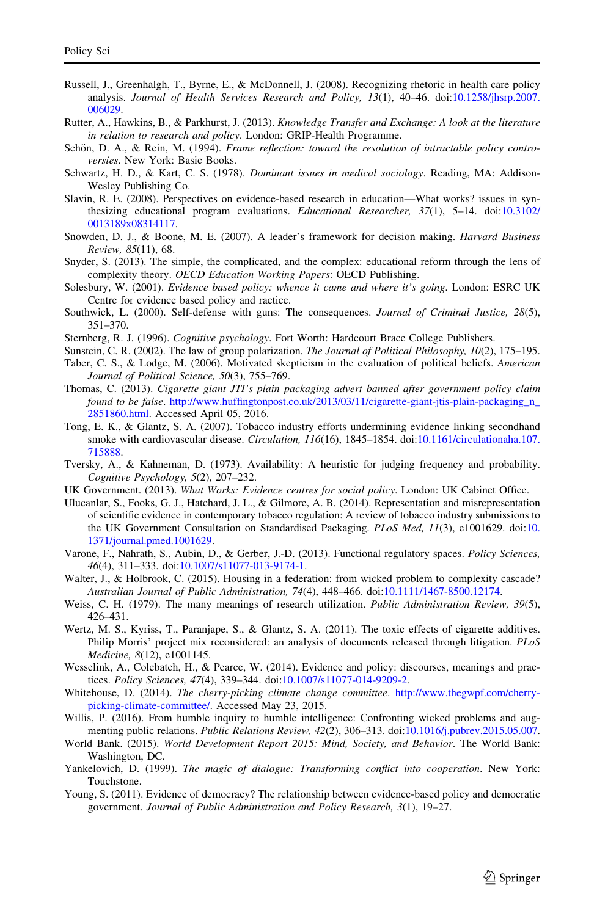Russell, J., Greenhalgh, T., Byrne, E., & McDonnell, J. (2008). Recognizing rhetoric in health care policy analysis. *Journal of Health Services Research and Policy, 13*(1), 40–46. doi:10.1258/jhsrp.2007.006029.

Rutter, A., Hawkins, B., & Parkhurst, J. (2013). *Knowledge Transfer and Exchange: A look at the literature in relation to research and policy*. London: GRIP-Health Programme.

Schön, D. A., & Rein, M. (1994). *Frame reflection: toward the resolution of intractable policy controversies*. New York: Basic Books.

Schwartz, H. D., & Kart, C. S. (1978). *Dominant issues in medical sociology*. Reading, MA: Addison-Wesley Publishing Co.

Slavin, R. E. (2008). Perspectives on evidence-based research in education—What works? issues in synthesizing educational program evaluations. *Educational Researcher, 37*(1), 5–14. doi:10.3102/0013189x08314117.

Snowden, D. J., & Boone, M. E. (2007). A leader's framework for decision making. *Harvard Business Review, 85*(11), 68.

Snyder, S. (2013). The simple, the complicated, and the complex: educational reform through the lens of complexity theory. *OECD Education Working Papers*: OECD Publishing.

Solesbury, W. (2001). *Evidence based policy: whence it came and where it's going*. London: ESRC UK Centre for evidence based policy and ractice.

Southwick, L. (2000). Self-defense with guns: The consequences. *Journal of Criminal Justice, 28*(5), 351–370.

Sternberg, R. J. (1996). *Cognitive psychology*. Fort Worth: Hardcourt Brace College Publishers.

Sunstein, C. R. (2002). The law of group polarization. *The Journal of Political Philosophy, 10*(2), 175–195.

Taber, C. S., & Lodge, M. (2006). Motivated skepticism in the evaluation of political beliefs. *American Journal of Political Science, 50*(3), 755–769.

Thomas, C. (2013). *Cigarette giant JTI's plain packaging advert banned after government policy claim found to be false*. http://www.huffingtonpost.co.uk/2013/03/11/cigarette-giant-jtis-plain-packaging_n_2851860.html. Accessed April 05, 2016.

Tong, E. K., & Glantz, S. A. (2007). Tobacco industry efforts undermining evidence linking secondhand smoke with cardiovascular disease. *Circulation, 116*(16), 1845–1854. doi:10.1161/circulationaha.107.715888.

Tversky, A., & Kahneman, D. (1973). Availability: A heuristic for judging frequency and probability. *Cognitive Psychology, 5*(2), 207–232.

UK Government. (2013). *What Works: Evidence centres for social policy*. London: UK Cabinet Office.

Ulucanlar, S., Fooks, G. J., Hatchard, J. L., & Gilmore, A. B. (2014). Representation and misrepresentation of scientific evidence in contemporary tobacco regulation: A review of tobacco industry submissions to the UK Government Consultation on Standardised Packaging. *PLoS Med, 11*(3), e1001629. doi:10.1371/journal.pmed.1001629.

Varone, F., Nahrath, S., Aubin, D., & Gerber, J.-D. (2013). Functional regulatory spaces. *Policy Sciences, 46*(4), 311–333. doi:10.1007/s11077-013-9174-1.

Walter, J., & Holbrook, C. (2015). Housing in a federation: from wicked problem to complexity cascade? *Australian Journal of Public Administration, 74*(4), 448–466. doi:10.1111/1467-8500.12174.

Weiss, C. H. (1979). The many meanings of research utilization. *Public Administration Review, 39*(5), 426–431.

Wertz, M. S., Kyriss, T., Paranjape, S., & Glantz, S. A. (2011). The toxic effects of cigarette additives. Philip Morris' project mix reconsidered: an analysis of documents released through litigation. *PLoS Medicine, 8*(12), e1001145.

Wesselink, A., Colebatch, H., & Pearce, W. (2014). Evidence and policy: discourses, meanings and practices. *Policy Sciences, 47*(4), 339–344. doi:10.1007/s11077-014-9209-2.

Whitehouse, D. (2014). *The cherry-picking climate change committee*. http://www.thegwpf.com/cherry-picking-climate-committee/. Accessed May 23, 2015.

Willis, P. (2016). From humble inquiry to humble intelligence: Confronting wicked problems and augmenting public relations. *Public Relations Review, 42*(2), 306–313. doi:10.1016/j.pubrev.2015.05.007.

World Bank. (2015). *World Development Report 2015: Mind, Society, and Behavior*. The World Bank: Washington, DC.

Yankelovich, D. (1999). *The magic of dialogue: Transforming conflict into cooperation*. New York: Touchstone.

Young, S. (2011). Evidence of democracy? The relationship between evidence-based policy and democratic government. *Journal of Public Administration and Policy Research, 3*(1), 19–27.